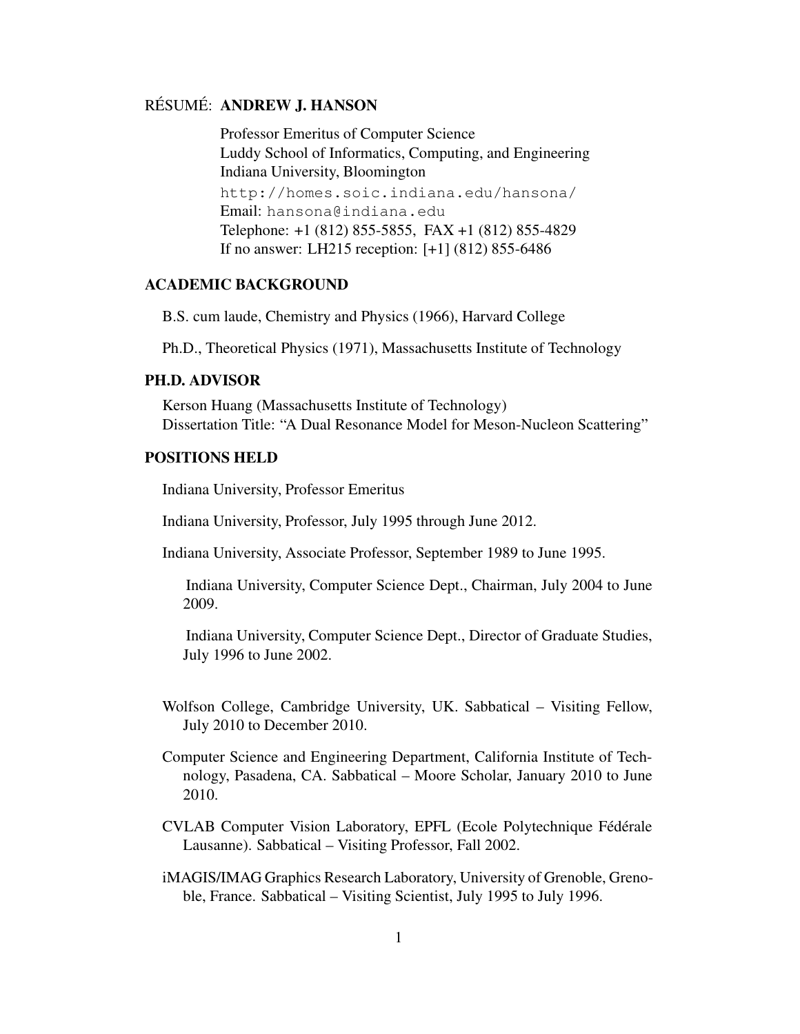# RÉSUMÉ: **ANDREW J. HANSON**

Professor Emeritus of Computer Science
Luddy School of Informatics, Computing, and Engineering
Indiana University, Bloomington
`http://homes.soic.indiana.edu/hansona/`
Email: `hansona@indiana.edu`
Telephone: +1 (812) 855-5855, FAX +1 (812) 855-4829
If no answer: LH215 reception: [+1] (812) 855-6486

## ACADEMIC BACKGROUND

B.S. cum laude, Chemistry and Physics (1966), Harvard College

Ph.D., Theoretical Physics (1971), Massachusetts Institute of Technology

## PH.D. ADVISOR

Kerson Huang (Massachusetts Institute of Technology)
Dissertation Title: "A Dual Resonance Model for Meson-Nucleon Scattering"

## POSITIONS HELD

Indiana University, Professor Emeritus

Indiana University, Professor, July 1995 through June 2012.

Indiana University, Associate Professor, September 1989 to June 1995.

Indiana University, Computer Science Dept., Chairman, July 2004 to June 2009.

Indiana University, Computer Science Dept., Director of Graduate Studies, July 1996 to June 2002.

Wolfson College, Cambridge University, UK. Sabbatical – Visiting Fellow, July 2010 to December 2010.

Computer Science and Engineering Department, California Institute of Technology, Pasadena, CA. Sabbatical – Moore Scholar, January 2010 to June 2010.

CVLAB Computer Vision Laboratory, EPFL (Ecole Polytechnique Fédérale Lausanne). Sabbatical – Visiting Professor, Fall 2002.

iMAGIS/IMAG Graphics Research Laboratory, University of Grenoble, Grenoble, France. Sabbatical – Visiting Scientist, July 1995 to July 1996.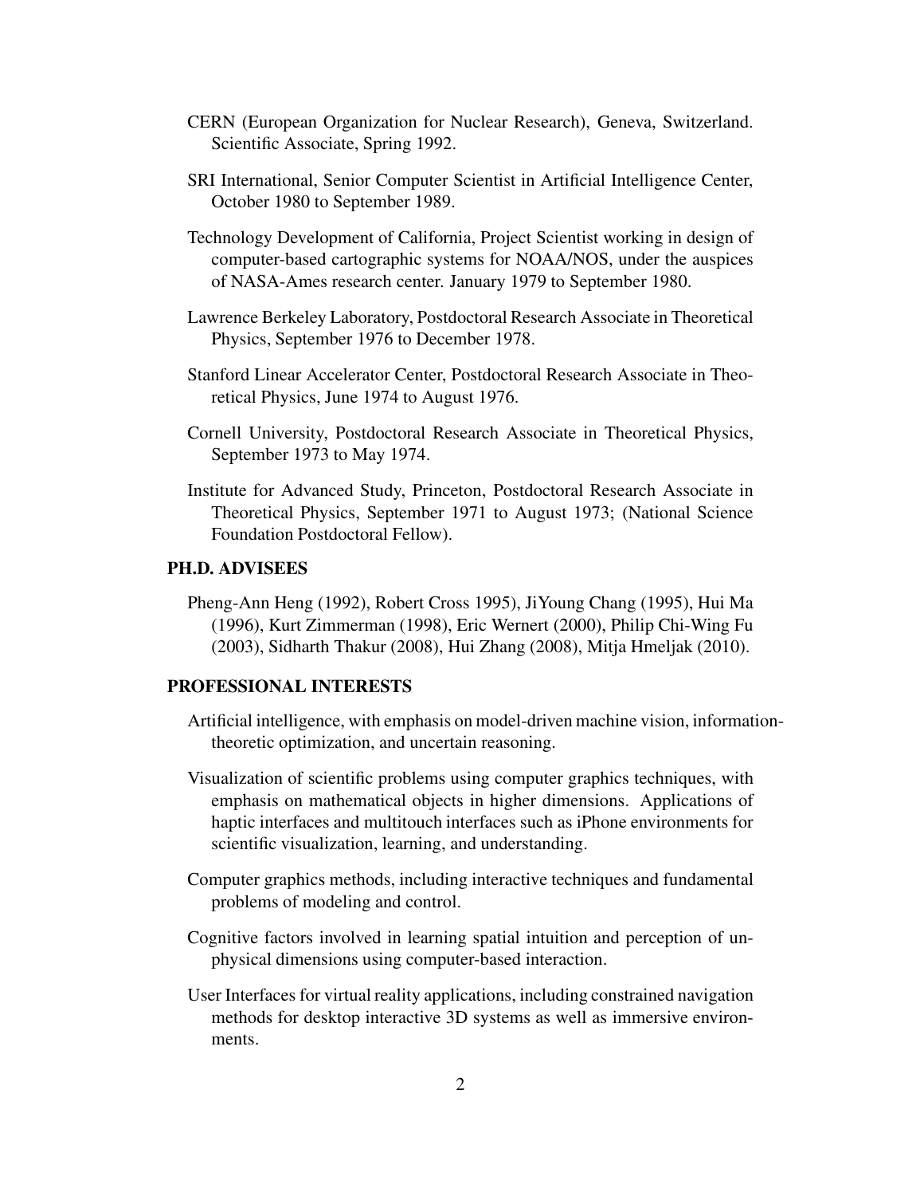CERN (European Organization for Nuclear Research), Geneva, Switzerland. Scientific Associate, Spring 1992.

SRI International, Senior Computer Scientist in Artificial Intelligence Center, October 1980 to September 1989.

Technology Development of California, Project Scientist working in design of computer-based cartographic systems for NOAA/NOS, under the auspices of NASA-Ames research center. January 1979 to September 1980.

Lawrence Berkeley Laboratory, Postdoctoral Research Associate in Theoretical Physics, September 1976 to December 1978.

Stanford Linear Accelerator Center, Postdoctoral Research Associate in Theoretical Physics, June 1974 to August 1976.

Cornell University, Postdoctoral Research Associate in Theoretical Physics, September 1973 to May 1974.

Institute for Advanced Study, Princeton, Postdoctoral Research Associate in Theoretical Physics, September 1971 to August 1973; (National Science Foundation Postdoctoral Fellow).

## PH.D. ADVISEES

Pheng-Ann Heng (1992), Robert Cross 1995), JiYoung Chang (1995), Hui Ma (1996), Kurt Zimmerman (1998), Eric Wernert (2000), Philip Chi-Wing Fu (2003), Sidharth Thakur (2008), Hui Zhang (2008), Mitja Hmeljak (2010).

## PROFESSIONAL INTERESTS

Artificial intelligence, with emphasis on model-driven machine vision, information-theoretic optimization, and uncertain reasoning.

Visualization of scientific problems using computer graphics techniques, with emphasis on mathematical objects in higher dimensions. Applications of haptic interfaces and multitouch interfaces such as iPhone environments for scientific visualization, learning, and understanding.

Computer graphics methods, including interactive techniques and fundamental problems of modeling and control.

Cognitive factors involved in learning spatial intuition and perception of unphysical dimensions using computer-based interaction.

User Interfaces for virtual reality applications, including constrained navigation methods for desktop interactive 3D systems as well as immersive environments.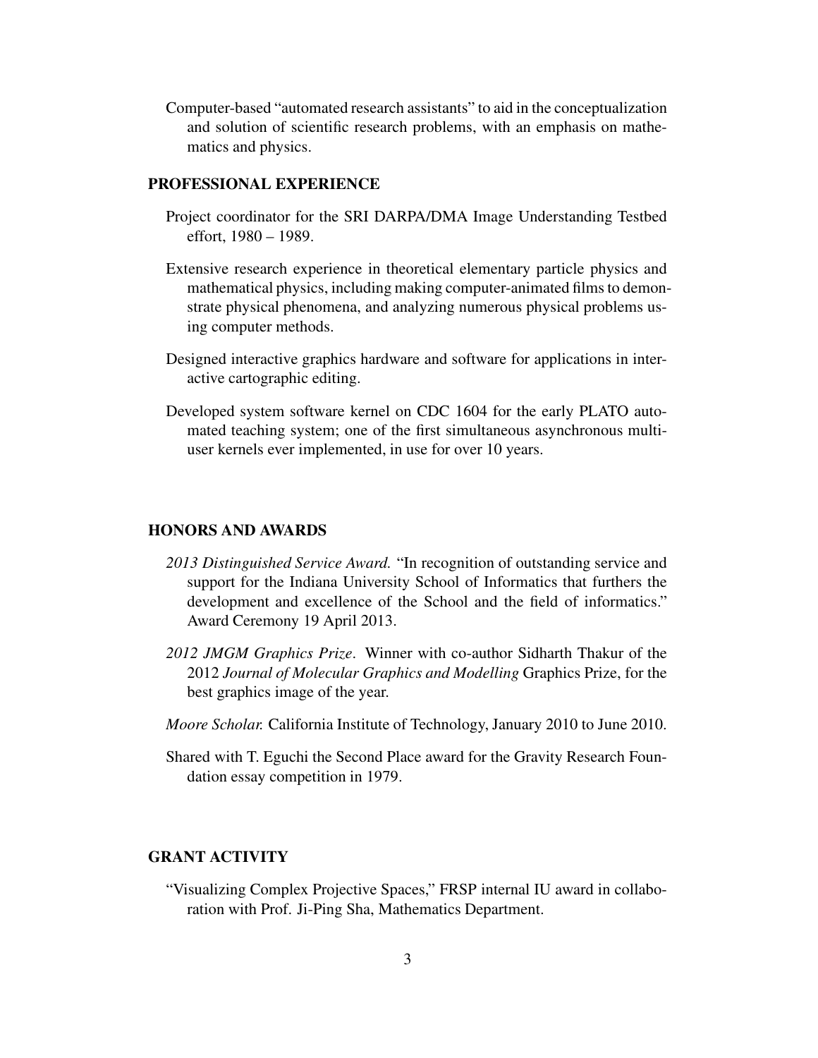Computer-based "automated research assistants" to aid in the conceptualization and solution of scientific research problems, with an emphasis on mathematics and physics.

## PROFESSIONAL EXPERIENCE

Project coordinator for the SRI DARPA/DMA Image Understanding Testbed effort, 1980 – 1989.

Extensive research experience in theoretical elementary particle physics and mathematical physics, including making computer-animated films to demonstrate physical phenomena, and analyzing numerous physical problems using computer methods.

Designed interactive graphics hardware and software for applications in interactive cartographic editing.

Developed system software kernel on CDC 1604 for the early PLATO automated teaching system; one of the first simultaneous asynchronous multiuser kernels ever implemented, in use for over 10 years.

## HONORS AND AWARDS

*2013 Distinguished Service Award.* "In recognition of outstanding service and support for the Indiana University School of Informatics that furthers the development and excellence of the School and the field of informatics." Award Ceremony 19 April 2013.

*2012 JMGM Graphics Prize*. Winner with co-author Sidharth Thakur of the 2012 *Journal of Molecular Graphics and Modelling* Graphics Prize, for the best graphics image of the year.

*Moore Scholar.* California Institute of Technology, January 2010 to June 2010.

Shared with T. Eguchi the Second Place award for the Gravity Research Foundation essay competition in 1979.

## GRANT ACTIVITY

"Visualizing Complex Projective Spaces," FRSP internal IU award in collaboration with Prof. Ji-Ping Sha, Mathematics Department.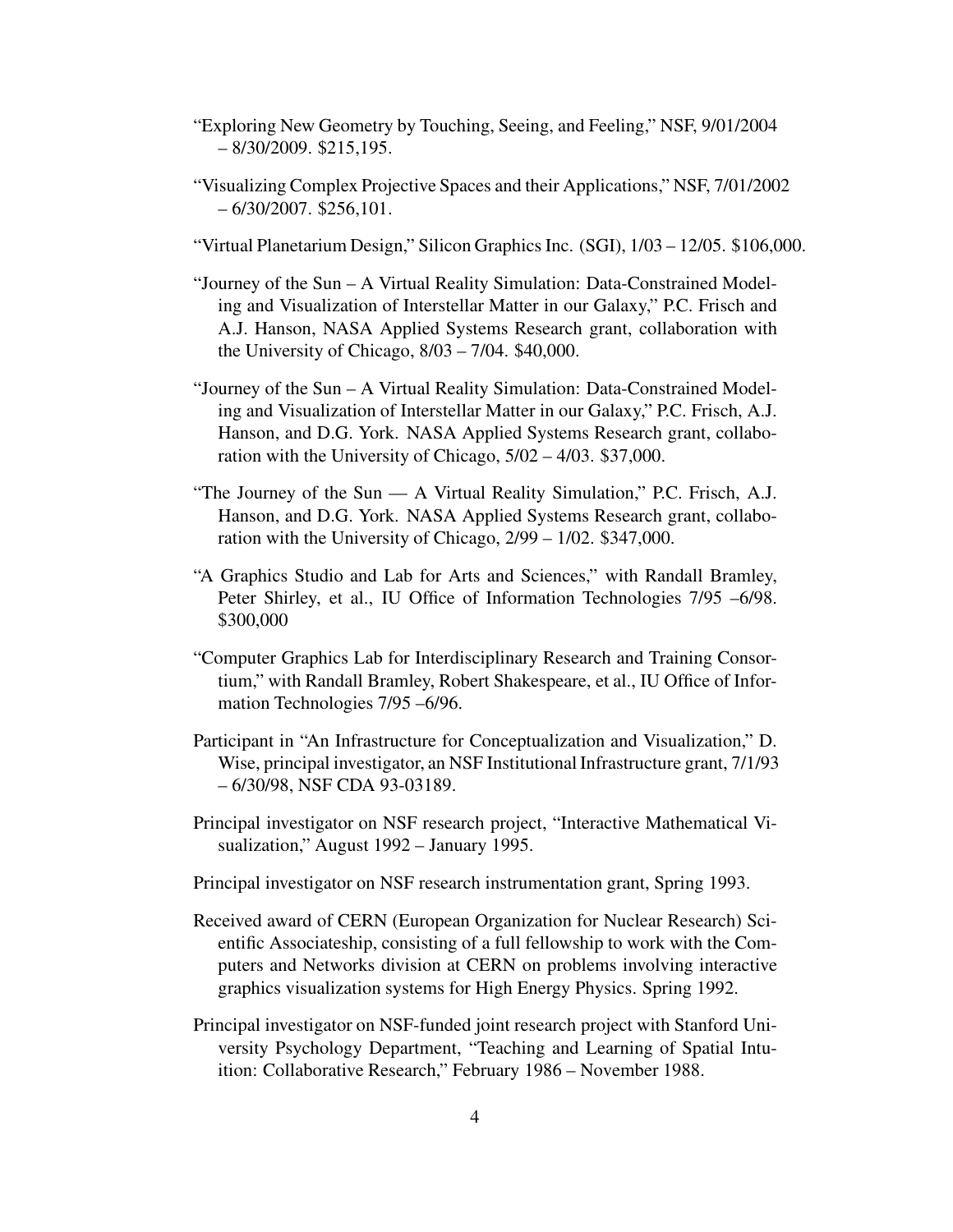"Exploring New Geometry by Touching, Seeing, and Feeling," NSF, 9/01/2004 – 8/30/2009. $215,195.

"Visualizing Complex Projective Spaces and their Applications," NSF, 7/01/2002 – 6/30/2007. $256,101.

"Virtual Planetarium Design," Silicon Graphics Inc. (SGI), 1/03 – 12/05. $106,000.

"Journey of the Sun – A Virtual Reality Simulation: Data-Constrained Modeling and Visualization of Interstellar Matter in our Galaxy," P.C. Frisch and A.J. Hanson, NASA Applied Systems Research grant, collaboration with the University of Chicago, 8/03 – 7/04. $40,000.

"Journey of the Sun – A Virtual Reality Simulation: Data-Constrained Modeling and Visualization of Interstellar Matter in our Galaxy," P.C. Frisch, A.J. Hanson, and D.G. York. NASA Applied Systems Research grant, collaboration with the University of Chicago, 5/02 – 4/03. $37,000.

"The Journey of the Sun — A Virtual Reality Simulation," P.C. Frisch, A.J. Hanson, and D.G. York. NASA Applied Systems Research grant, collaboration with the University of Chicago, 2/99 – 1/02. $347,000.

"A Graphics Studio and Lab for Arts and Sciences," with Randall Bramley, Peter Shirley, et al., IU Office of Information Technologies 7/95 –6/98. $300,000

"Computer Graphics Lab for Interdisciplinary Research and Training Consortium," with Randall Bramley, Robert Shakespeare, et al., IU Office of Information Technologies 7/95 –6/96.

Participant in "An Infrastructure for Conceptualization and Visualization," D. Wise, principal investigator, an NSF Institutional Infrastructure grant, 7/1/93 – 6/30/98, NSF CDA 93-03189.

Principal investigator on NSF research project, "Interactive Mathematical Visualization," August 1992 – January 1995.

Principal investigator on NSF research instrumentation grant, Spring 1993.

Received award of CERN (European Organization for Nuclear Research) Scientific Associateship, consisting of a full fellowship to work with the Computers and Networks division at CERN on problems involving interactive graphics visualization systems for High Energy Physics. Spring 1992.

Principal investigator on NSF-funded joint research project with Stanford University Psychology Department, "Teaching and Learning of Spatial Intuition: Collaborative Research," February 1986 – November 1988.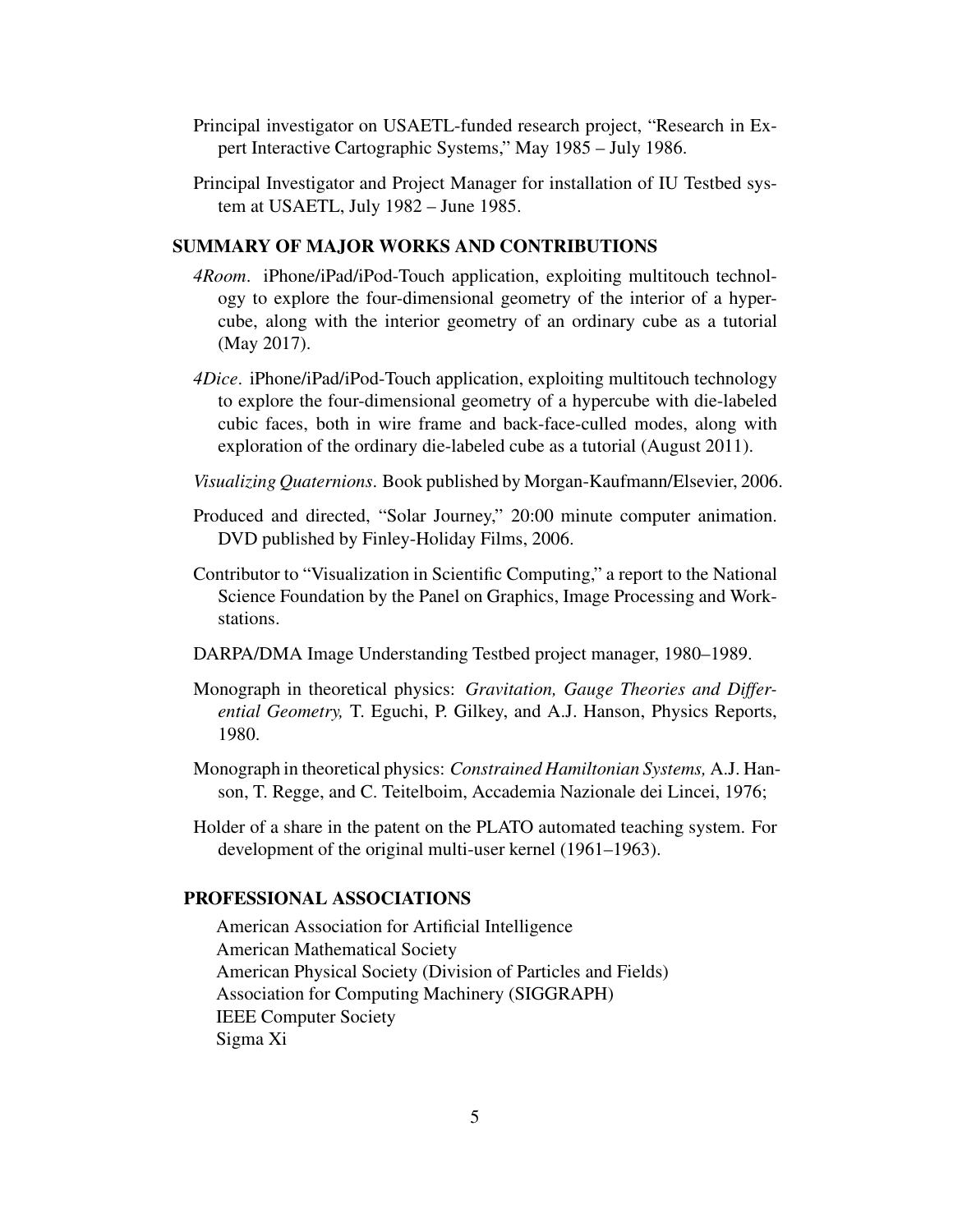Principal investigator on USAETL-funded research project, "Research in Expert Interactive Cartographic Systems," May 1985 – July 1986.

Principal Investigator and Project Manager for installation of IU Testbed system at USAETL, July 1982 – June 1985.

## SUMMARY OF MAJOR WORKS AND CONTRIBUTIONS

*4Room*. iPhone/iPad/iPod-Touch application, exploiting multitouch technology to explore the four-dimensional geometry of the interior of a hypercube, along with the interior geometry of an ordinary cube as a tutorial (May 2017).

*4Dice*. iPhone/iPad/iPod-Touch application, exploiting multitouch technology to explore the four-dimensional geometry of a hypercube with die-labeled cubic faces, both in wire frame and back-face-culled modes, along with exploration of the ordinary die-labeled cube as a tutorial (August 2011).

*Visualizing Quaternions*. Book published by Morgan-Kaufmann/Elsevier, 2006.

Produced and directed, "Solar Journey," 20:00 minute computer animation. DVD published by Finley-Holiday Films, 2006.

Contributor to "Visualization in Scientific Computing," a report to the National Science Foundation by the Panel on Graphics, Image Processing and Workstations.

DARPA/DMA Image Understanding Testbed project manager, 1980–1989.

Monograph in theoretical physics: *Gravitation, Gauge Theories and Differential Geometry,* T. Eguchi, P. Gilkey, and A.J. Hanson, Physics Reports, 1980.

Monograph in theoretical physics: *Constrained Hamiltonian Systems,* A.J. Hanson, T. Regge, and C. Teitelboim, Accademia Nazionale dei Lincei, 1976;

Holder of a share in the patent on the PLATO automated teaching system. For development of the original multi-user kernel (1961–1963).

## PROFESSIONAL ASSOCIATIONS

American Association for Artificial Intelligence
American Mathematical Society
American Physical Society (Division of Particles and Fields)
Association for Computing Machinery (SIGGRAPH)
IEEE Computer Society
Sigma Xi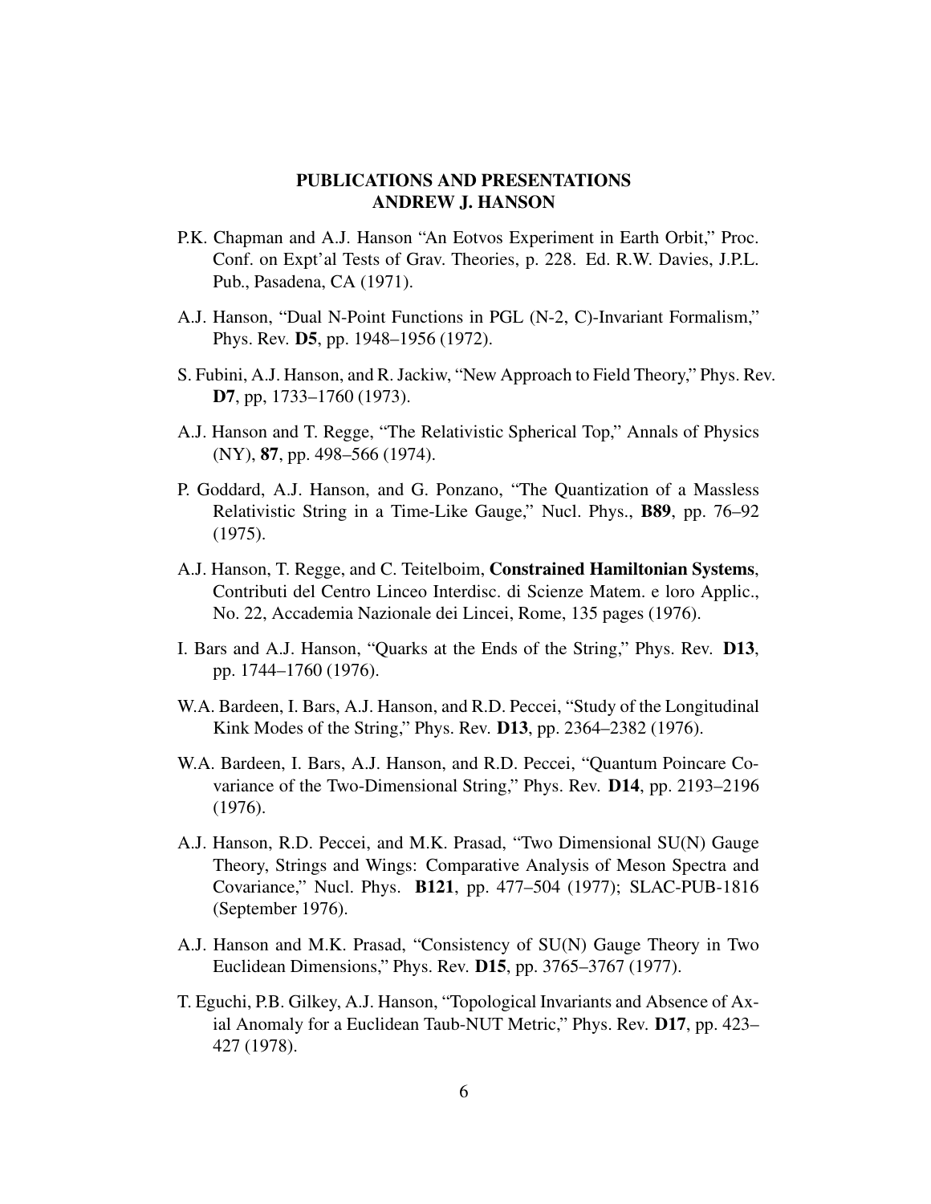## PUBLICATIONS AND PRESENTATIONS
## ANDREW J. HANSON

P.K. Chapman and A.J. Hanson "An Eotvos Experiment in Earth Orbit," Proc. Conf. on Expt'al Tests of Grav. Theories, p. 228. Ed. R.W. Davies, J.P.L. Pub., Pasadena, CA (1971).

A.J. Hanson, "Dual N-Point Functions in PGL (N-2, C)-Invariant Formalism," Phys. Rev. **D5**, pp. 1948–1956 (1972).

S. Fubini, A.J. Hanson, and R. Jackiw, "New Approach to Field Theory," Phys. Rev. **D7**, pp, 1733–1760 (1973).

A.J. Hanson and T. Regge, "The Relativistic Spherical Top," Annals of Physics (NY), **87**, pp. 498–566 (1974).

P. Goddard, A.J. Hanson, and G. Ponzano, "The Quantization of a Massless Relativistic String in a Time-Like Gauge," Nucl. Phys., **B89**, pp. 76–92 (1975).

A.J. Hanson, T. Regge, and C. Teitelboim, **Constrained Hamiltonian Systems**, Contributi del Centro Linceo Interdisc. di Scienze Matem. e loro Applic., No. 22, Accademia Nazionale dei Lincei, Rome, 135 pages (1976).

I. Bars and A.J. Hanson, "Quarks at the Ends of the String," Phys. Rev. **D13**, pp. 1744–1760 (1976).

W.A. Bardeen, I. Bars, A.J. Hanson, and R.D. Peccei, "Study of the Longitudinal Kink Modes of the String," Phys. Rev. **D13**, pp. 2364–2382 (1976).

W.A. Bardeen, I. Bars, A.J. Hanson, and R.D. Peccei, "Quantum Poincare Covariance of the Two-Dimensional String," Phys. Rev. **D14**, pp. 2193–2196 (1976).

A.J. Hanson, R.D. Peccei, and M.K. Prasad, "Two Dimensional SU(N) Gauge Theory, Strings and Wings: Comparative Analysis of Meson Spectra and Covariance," Nucl. Phys. **B121**, pp. 477–504 (1977); SLAC-PUB-1816 (September 1976).

A.J. Hanson and M.K. Prasad, "Consistency of SU(N) Gauge Theory in Two Euclidean Dimensions," Phys. Rev. **D15**, pp. 3765–3767 (1977).

T. Eguchi, P.B. Gilkey, A.J. Hanson, "Topological Invariants and Absence of Axial Anomaly for a Euclidean Taub-NUT Metric," Phys. Rev. **D17**, pp. 423–427 (1978).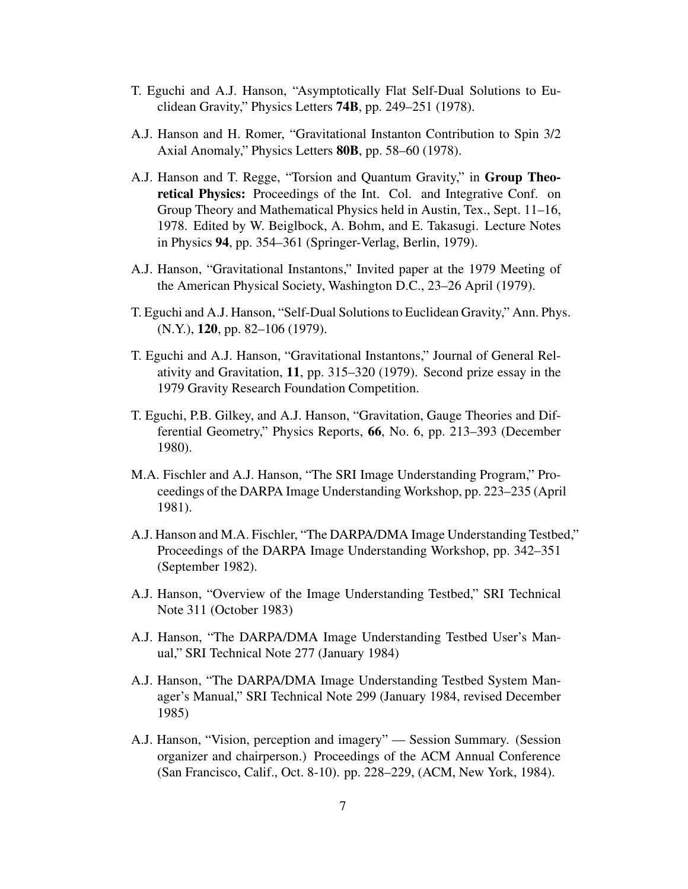T. Eguchi and A.J. Hanson, "Asymptotically Flat Self-Dual Solutions to Euclidean Gravity," Physics Letters **74B**, pp. 249–251 (1978).

A.J. Hanson and H. Romer, "Gravitational Instanton Contribution to Spin 3/2 Axial Anomaly," Physics Letters **80B**, pp. 58–60 (1978).

A.J. Hanson and T. Regge, "Torsion and Quantum Gravity," in **Group Theoretical Physics:** Proceedings of the Int. Col. and Integrative Conf. on Group Theory and Mathematical Physics held in Austin, Tex., Sept. 11–16, 1978. Edited by W. Beiglbock, A. Bohm, and E. Takasugi. Lecture Notes in Physics **94**, pp. 354–361 (Springer-Verlag, Berlin, 1979).

A.J. Hanson, "Gravitational Instantons," Invited paper at the 1979 Meeting of the American Physical Society, Washington D.C., 23–26 April (1979).

T. Eguchi and A.J. Hanson, "Self-Dual Solutions to Euclidean Gravity," Ann. Phys. (N.Y.), **120**, pp. 82–106 (1979).

T. Eguchi and A.J. Hanson, "Gravitational Instantons," Journal of General Relativity and Gravitation, **11**, pp. 315–320 (1979). Second prize essay in the 1979 Gravity Research Foundation Competition.

T. Eguchi, P.B. Gilkey, and A.J. Hanson, "Gravitation, Gauge Theories and Differential Geometry," Physics Reports, **66**, No. 6, pp. 213–393 (December 1980).

M.A. Fischler and A.J. Hanson, "The SRI Image Understanding Program," Proceedings of the DARPA Image Understanding Workshop, pp. 223–235 (April 1981).

A.J. Hanson and M.A. Fischler, "The DARPA/DMA Image Understanding Testbed," Proceedings of the DARPA Image Understanding Workshop, pp. 342–351 (September 1982).

A.J. Hanson, "Overview of the Image Understanding Testbed," SRI Technical Note 311 (October 1983)

A.J. Hanson, "The DARPA/DMA Image Understanding Testbed User's Manual," SRI Technical Note 277 (January 1984)

A.J. Hanson, "The DARPA/DMA Image Understanding Testbed System Manager's Manual," SRI Technical Note 299 (January 1984, revised December 1985)

A.J. Hanson, "Vision, perception and imagery" — Session Summary. (Session organizer and chairperson.) Proceedings of the ACM Annual Conference (San Francisco, Calif., Oct. 8-10). pp. 228–229, (ACM, New York, 1984).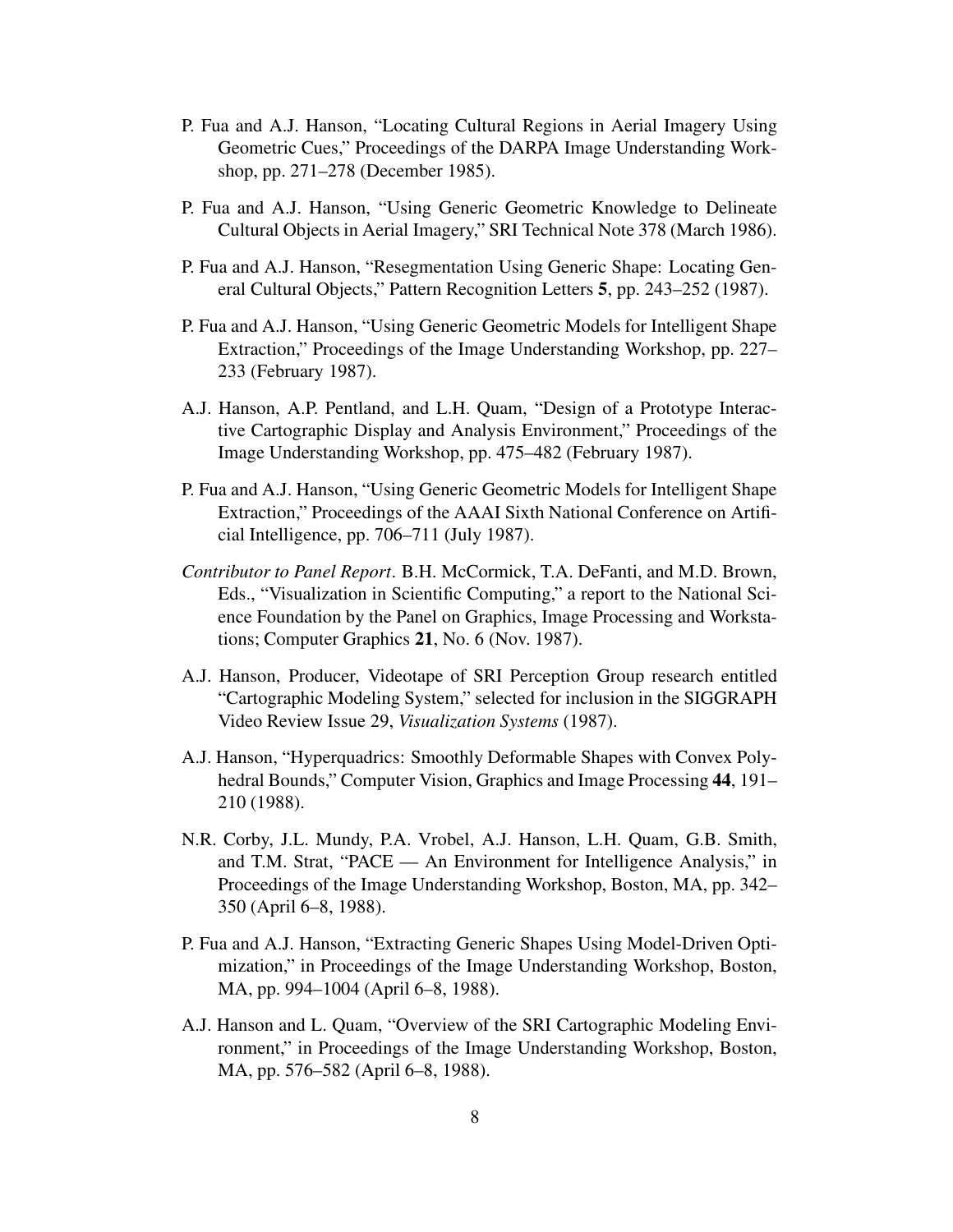P. Fua and A.J. Hanson, "Locating Cultural Regions in Aerial Imagery Using Geometric Cues," Proceedings of the DARPA Image Understanding Workshop, pp. 271–278 (December 1985).

P. Fua and A.J. Hanson, "Using Generic Geometric Knowledge to Delineate Cultural Objects in Aerial Imagery," SRI Technical Note 378 (March 1986).

P. Fua and A.J. Hanson, "Resegmentation Using Generic Shape: Locating General Cultural Objects," Pattern Recognition Letters **5**, pp. 243–252 (1987).

P. Fua and A.J. Hanson, "Using Generic Geometric Models for Intelligent Shape Extraction," Proceedings of the Image Understanding Workshop, pp. 227–233 (February 1987).

A.J. Hanson, A.P. Pentland, and L.H. Quam, "Design of a Prototype Interactive Cartographic Display and Analysis Environment," Proceedings of the Image Understanding Workshop, pp. 475–482 (February 1987).

P. Fua and A.J. Hanson, "Using Generic Geometric Models for Intelligent Shape Extraction," Proceedings of the AAAI Sixth National Conference on Artificial Intelligence, pp. 706–711 (July 1987).

*Contributor to Panel Report*. B.H. McCormick, T.A. DeFanti, and M.D. Brown, Eds., "Visualization in Scientific Computing," a report to the National Science Foundation by the Panel on Graphics, Image Processing and Workstations; Computer Graphics **21**, No. 6 (Nov. 1987).

A.J. Hanson, Producer, Videotape of SRI Perception Group research entitled "Cartographic Modeling System," selected for inclusion in the SIGGRAPH Video Review Issue 29, *Visualization Systems* (1987).

A.J. Hanson, "Hyperquadrics: Smoothly Deformable Shapes with Convex Polyhedral Bounds," Computer Vision, Graphics and Image Processing **44**, 191–210 (1988).

N.R. Corby, J.L. Mundy, P.A. Vrobel, A.J. Hanson, L.H. Quam, G.B. Smith, and T.M. Strat, "PACE — An Environment for Intelligence Analysis," in Proceedings of the Image Understanding Workshop, Boston, MA, pp. 342–350 (April 6–8, 1988).

P. Fua and A.J. Hanson, "Extracting Generic Shapes Using Model-Driven Optimization," in Proceedings of the Image Understanding Workshop, Boston, MA, pp. 994–1004 (April 6–8, 1988).

A.J. Hanson and L. Quam, "Overview of the SRI Cartographic Modeling Environment," in Proceedings of the Image Understanding Workshop, Boston, MA, pp. 576–582 (April 6–8, 1988).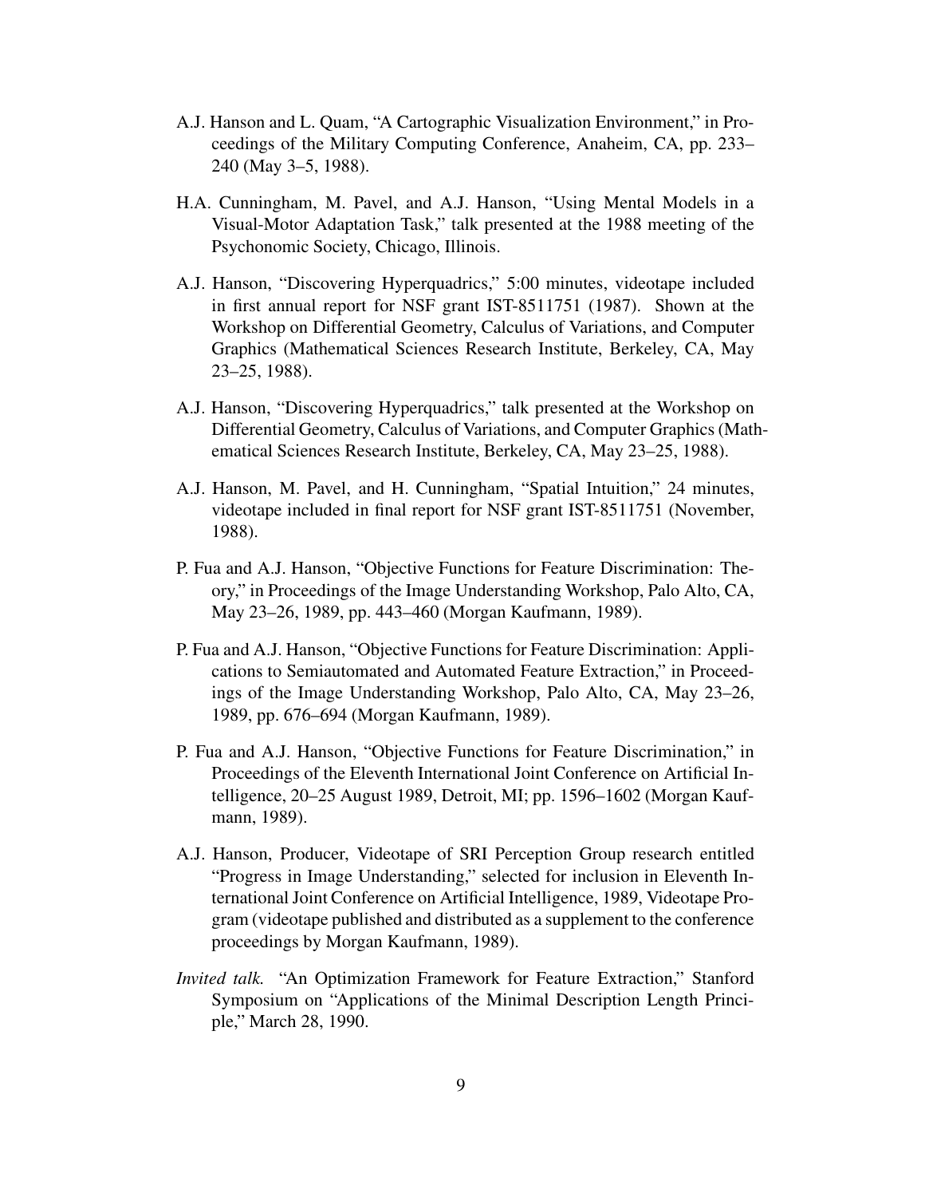A.J. Hanson and L. Quam, "A Cartographic Visualization Environment," in Proceedings of the Military Computing Conference, Anaheim, CA, pp. 233–240 (May 3–5, 1988).

H.A. Cunningham, M. Pavel, and A.J. Hanson, "Using Mental Models in a Visual-Motor Adaptation Task," talk presented at the 1988 meeting of the Psychonomic Society, Chicago, Illinois.

A.J. Hanson, "Discovering Hyperquadrics," 5:00 minutes, videotape included in first annual report for NSF grant IST-8511751 (1987). Shown at the Workshop on Differential Geometry, Calculus of Variations, and Computer Graphics (Mathematical Sciences Research Institute, Berkeley, CA, May 23–25, 1988).

A.J. Hanson, "Discovering Hyperquadrics," talk presented at the Workshop on Differential Geometry, Calculus of Variations, and Computer Graphics (Mathematical Sciences Research Institute, Berkeley, CA, May 23–25, 1988).

A.J. Hanson, M. Pavel, and H. Cunningham, "Spatial Intuition," 24 minutes, videotape included in final report for NSF grant IST-8511751 (November, 1988).

P. Fua and A.J. Hanson, "Objective Functions for Feature Discrimination: Theory," in Proceedings of the Image Understanding Workshop, Palo Alto, CA, May 23–26, 1989, pp. 443–460 (Morgan Kaufmann, 1989).

P. Fua and A.J. Hanson, "Objective Functions for Feature Discrimination: Applications to Semiautomated and Automated Feature Extraction," in Proceedings of the Image Understanding Workshop, Palo Alto, CA, May 23–26, 1989, pp. 676–694 (Morgan Kaufmann, 1989).

P. Fua and A.J. Hanson, "Objective Functions for Feature Discrimination," in Proceedings of the Eleventh International Joint Conference on Artificial Intelligence, 20–25 August 1989, Detroit, MI; pp. 1596–1602 (Morgan Kaufmann, 1989).

A.J. Hanson, Producer, Videotape of SRI Perception Group research entitled "Progress in Image Understanding," selected for inclusion in Eleventh International Joint Conference on Artificial Intelligence, 1989, Videotape Program (videotape published and distributed as a supplement to the conference proceedings by Morgan Kaufmann, 1989).

*Invited talk.* "An Optimization Framework for Feature Extraction," Stanford Symposium on "Applications of the Minimal Description Length Principle," March 28, 1990.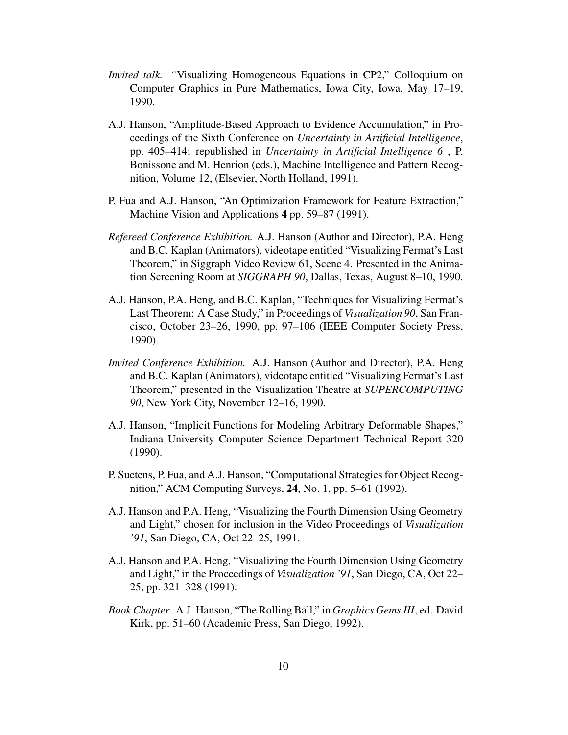*Invited talk.* "Visualizing Homogeneous Equations in CP2," Colloquium on Computer Graphics in Pure Mathematics, Iowa City, Iowa, May 17–19, 1990.

A.J. Hanson, "Amplitude-Based Approach to Evidence Accumulation," in Proceedings of the Sixth Conference on *Uncertainty in Artificial Intelligence*, pp. 405–414; republished in *Uncertainty in Artificial Intelligence 6* , P. Bonissone and M. Henrion (eds.), Machine Intelligence and Pattern Recognition, Volume 12, (Elsevier, North Holland, 1991).

P. Fua and A.J. Hanson, "An Optimization Framework for Feature Extraction," Machine Vision and Applications **4** pp. 59–87 (1991).

*Refereed Conference Exhibition.* A.J. Hanson (Author and Director), P.A. Heng and B.C. Kaplan (Animators), videotape entitled "Visualizing Fermat's Last Theorem," in Siggraph Video Review 61, Scene 4. Presented in the Animation Screening Room at *SIGGRAPH 90*, Dallas, Texas, August 8–10, 1990.

A.J. Hanson, P.A. Heng, and B.C. Kaplan, "Techniques for Visualizing Fermat's Last Theorem: A Case Study," in Proceedings of *Visualization 90*, San Francisco, October 23–26, 1990, pp. 97–106 (IEEE Computer Society Press, 1990).

*Invited Conference Exhibition.* A.J. Hanson (Author and Director), P.A. Heng and B.C. Kaplan (Animators), videotape entitled "Visualizing Fermat's Last Theorem," presented in the Visualization Theatre at *SUPERCOMPUTING 90*, New York City, November 12–16, 1990.

A.J. Hanson, "Implicit Functions for Modeling Arbitrary Deformable Shapes," Indiana University Computer Science Department Technical Report 320 (1990).

P. Suetens, P. Fua, and A.J. Hanson, "Computational Strategies for Object Recognition," ACM Computing Surveys, **24**, No. 1, pp. 5–61 (1992).

A.J. Hanson and P.A. Heng, "Visualizing the Fourth Dimension Using Geometry and Light," chosen for inclusion in the Video Proceedings of *Visualization '91*, San Diego, CA, Oct 22–25, 1991.

A.J. Hanson and P.A. Heng, "Visualizing the Fourth Dimension Using Geometry and Light," in the Proceedings of *Visualization '91*, San Diego, CA, Oct 22–25, pp. 321–328 (1991).

*Book Chapter*. A.J. Hanson, "The Rolling Ball," in *Graphics Gems III*, ed. David Kirk, pp. 51–60 (Academic Press, San Diego, 1992).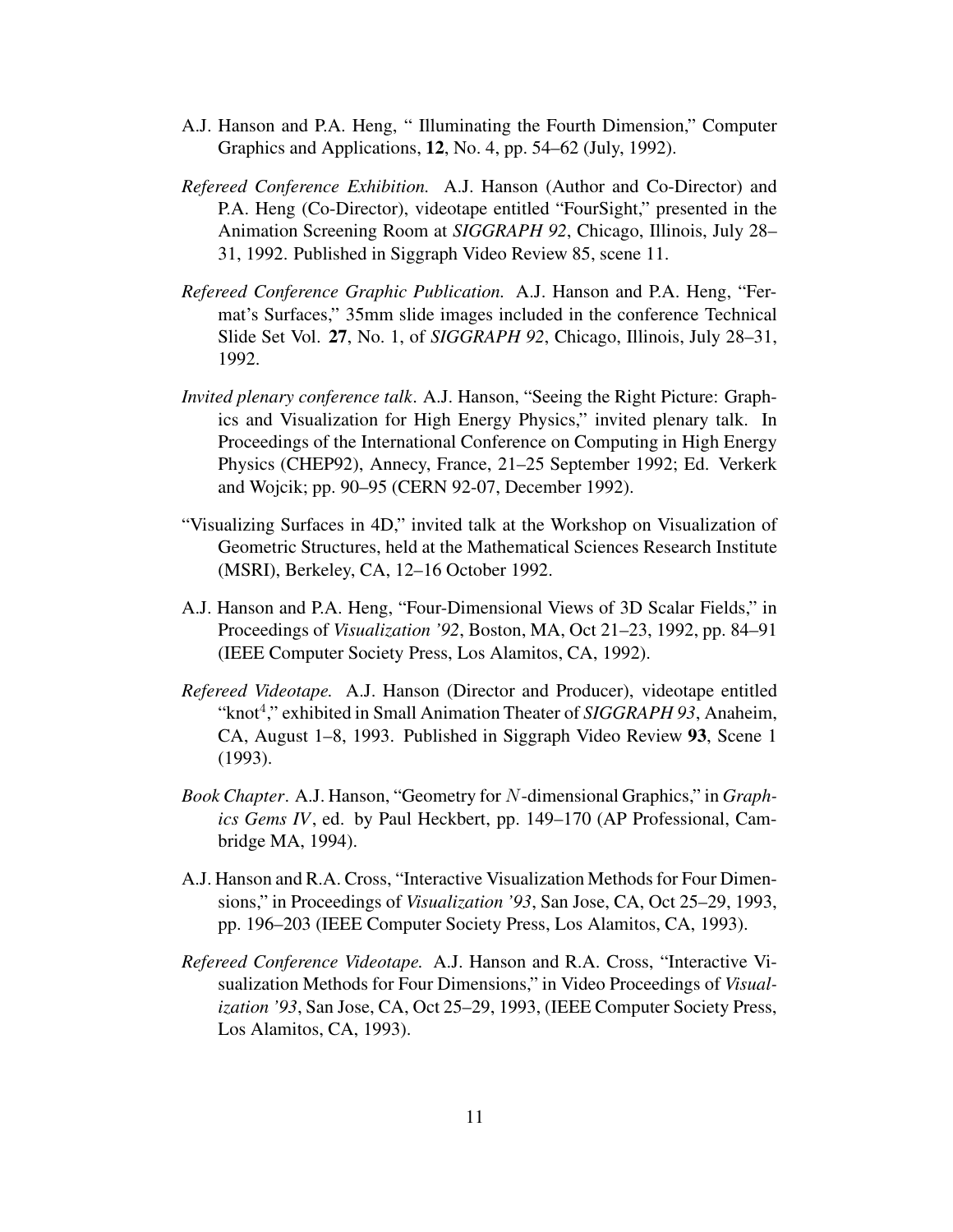A.J. Hanson and P.A. Heng, " Illuminating the Fourth Dimension," Computer Graphics and Applications, **12**, No. 4, pp. 54–62 (July, 1992).

*Refereed Conference Exhibition.* A.J. Hanson (Author and Co-Director) and P.A. Heng (Co-Director), videotape entitled "FourSight," presented in the Animation Screening Room at ***SIGGRAPH 92***, Chicago, Illinois, July 28–31, 1992. Published in Siggraph Video Review 85, scene 11.

*Refereed Conference Graphic Publication.* A.J. Hanson and P.A. Heng, "Fermat's Surfaces," 35mm slide images included in the conference Technical Slide Set Vol. **27**, No. 1, of ***SIGGRAPH 92***, Chicago, Illinois, July 28–31, 1992.

*Invited plenary conference talk*. A.J. Hanson, "Seeing the Right Picture: Graphics and Visualization for High Energy Physics," invited plenary talk. In Proceedings of the International Conference on Computing in High Energy Physics (CHEP92), Annecy, France, 21–25 September 1992; Ed. Verkerk and Wojcik; pp. 90–95 (CERN 92-07, December 1992).

"Visualizing Surfaces in 4D," invited talk at the Workshop on Visualization of Geometric Structures, held at the Mathematical Sciences Research Institute (MSRI), Berkeley, CA, 12–16 October 1992.

A.J. Hanson and P.A. Heng, "Four-Dimensional Views of 3D Scalar Fields," in Proceedings of *Visualization '92*, Boston, MA, Oct 21–23, 1992, pp. 84–91 (IEEE Computer Society Press, Los Alamitos, CA, 1992).

*Refereed Videotape.* A.J. Hanson (Director and Producer), videotape entitled "knot$^4$," exhibited in Small Animation Theater of ***SIGGRAPH 93***, Anaheim, CA, August 1–8, 1993. Published in Siggraph Video Review **93**, Scene 1 (1993).

*Book Chapter*. A.J. Hanson, "Geometry for $N$-dimensional Graphics," in *Graphics Gems IV*, ed. by Paul Heckbert, pp. 149–170 (AP Professional, Cambridge MA, 1994).

A.J. Hanson and R.A. Cross, "Interactive Visualization Methods for Four Dimensions," in Proceedings of *Visualization '93*, San Jose, CA, Oct 25–29, 1993, pp. 196–203 (IEEE Computer Society Press, Los Alamitos, CA, 1993).

*Refereed Conference Videotape.* A.J. Hanson and R.A. Cross, "Interactive Visualization Methods for Four Dimensions," in Video Proceedings of *Visualization '93*, San Jose, CA, Oct 25–29, 1993, (IEEE Computer Society Press, Los Alamitos, CA, 1993).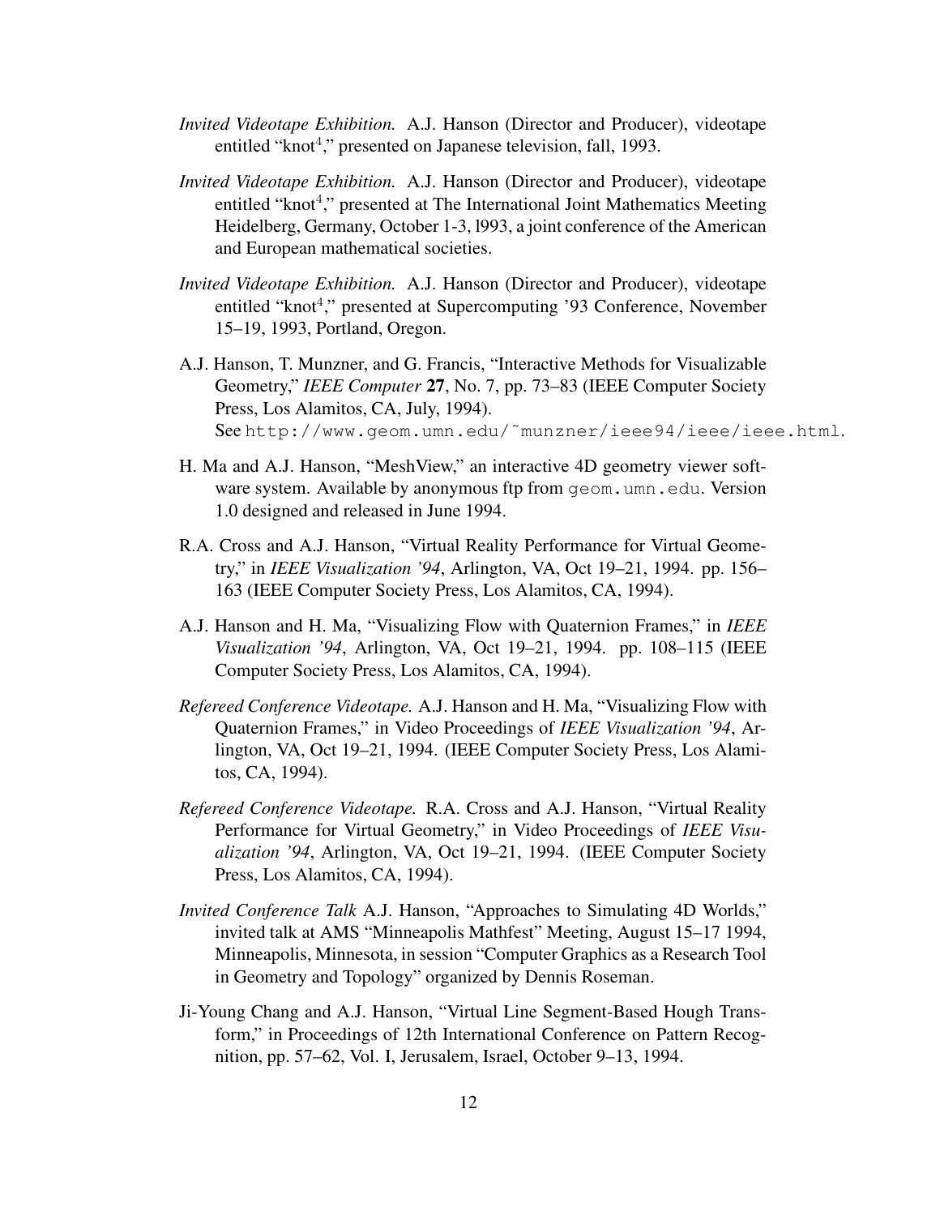*Invited Videotape Exhibition.* A.J. Hanson (Director and Producer), videotape entitled "knot$^4$," presented on Japanese television, fall, 1993.

*Invited Videotape Exhibition.* A.J. Hanson (Director and Producer), videotape entitled "knot$^4$," presented at The International Joint Mathematics Meeting Heidelberg, Germany, October 1-3, l993, a joint conference of the American and European mathematical societies.

*Invited Videotape Exhibition.* A.J. Hanson (Director and Producer), videotape entitled "knot$^4$," presented at Supercomputing '93 Conference, November 15–19, 1993, Portland, Oregon.

A.J. Hanson, T. Munzner, and G. Francis, "Interactive Methods for Visualizable Geometry," *IEEE Computer* **27**, No. 7, pp. 73–83 (IEEE Computer Society Press, Los Alamitos, CA, July, 1994). See `http://www.geom.umn.edu/~munzner/ieee94/ieee/ieee.html`.

H. Ma and A.J. Hanson, "MeshView," an interactive 4D geometry viewer software system. Available by anonymous ftp from `geom.umn.edu`. Version 1.0 designed and released in June 1994.

R.A. Cross and A.J. Hanson, "Virtual Reality Performance for Virtual Geometry," in *IEEE Visualization '94*, Arlington, VA, Oct 19–21, 1994. pp. 156–163 (IEEE Computer Society Press, Los Alamitos, CA, 1994).

A.J. Hanson and H. Ma, "Visualizing Flow with Quaternion Frames," in *IEEE Visualization '94*, Arlington, VA, Oct 19–21, 1994. pp. 108–115 (IEEE Computer Society Press, Los Alamitos, CA, 1994).

*Refereed Conference Videotape.* A.J. Hanson and H. Ma, "Visualizing Flow with Quaternion Frames," in Video Proceedings of *IEEE Visualization '94*, Arlington, VA, Oct 19–21, 1994. (IEEE Computer Society Press, Los Alamitos, CA, 1994).

*Refereed Conference Videotape.* R.A. Cross and A.J. Hanson, "Virtual Reality Performance for Virtual Geometry," in Video Proceedings of *IEEE Visualization '94*, Arlington, VA, Oct 19–21, 1994. (IEEE Computer Society Press, Los Alamitos, CA, 1994).

*Invited Conference Talk* A.J. Hanson, "Approaches to Simulating 4D Worlds," invited talk at AMS "Minneapolis Mathfest" Meeting, August 15–17 1994, Minneapolis, Minnesota, in session "Computer Graphics as a Research Tool in Geometry and Topology" organized by Dennis Roseman.

Ji-Young Chang and A.J. Hanson, "Virtual Line Segment-Based Hough Transform," in Proceedings of 12th International Conference on Pattern Recognition, pp. 57–62, Vol. I, Jerusalem, Israel, October 9–13, 1994.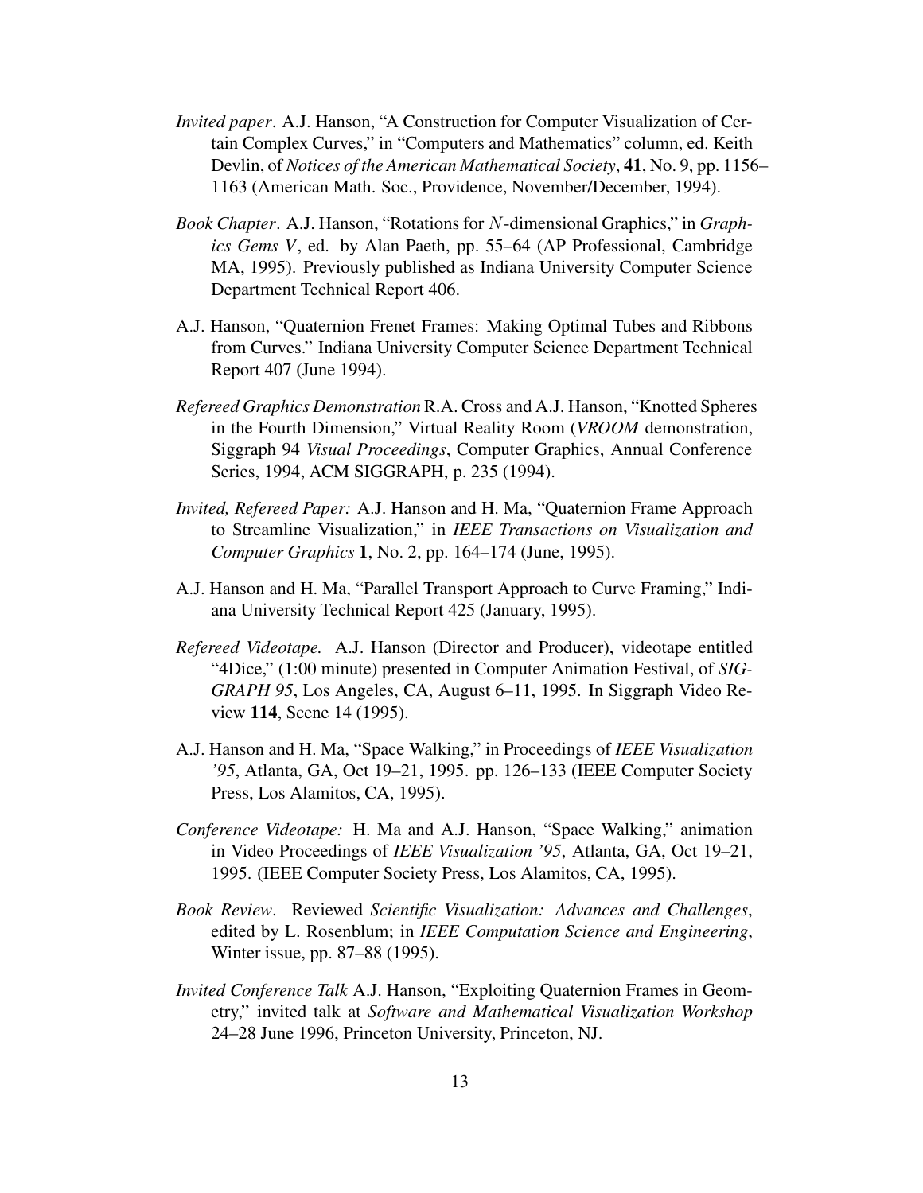*Invited paper*. A.J. Hanson, "A Construction for Computer Visualization of Certain Complex Curves," in "Computers and Mathematics" column, ed. Keith Devlin, of *Notices of the American Mathematical Society*, **41**, No. 9, pp. 1156–1163 (American Math. Soc., Providence, November/December, 1994).

*Book Chapter*. A.J. Hanson, "Rotations for $N$-dimensional Graphics," in *Graphics Gems V*, ed. by Alan Paeth, pp. 55–64 (AP Professional, Cambridge MA, 1995). Previously published as Indiana University Computer Science Department Technical Report 406.

A.J. Hanson, "Quaternion Frenet Frames: Making Optimal Tubes and Ribbons from Curves." Indiana University Computer Science Department Technical Report 407 (June 1994).

*Refereed Graphics Demonstration* R.A. Cross and A.J. Hanson, "Knotted Spheres in the Fourth Dimension," Virtual Reality Room (*VROOM* demonstration, Siggraph 94 *Visual Proceedings*, Computer Graphics, Annual Conference Series, 1994, ACM SIGGRAPH, p. 235 (1994).

*Invited, Refereed Paper:* A.J. Hanson and H. Ma, "Quaternion Frame Approach to Streamline Visualization," in *IEEE Transactions on Visualization and Computer Graphics* **1**, No. 2, pp. 164–174 (June, 1995).

A.J. Hanson and H. Ma, "Parallel Transport Approach to Curve Framing," Indiana University Technical Report 425 (January, 1995).

*Refereed Videotape.* A.J. Hanson (Director and Producer), videotape entitled "4Dice," (1:00 minute) presented in Computer Animation Festival, of *SIGGRAPH 95*, Los Angeles, CA, August 6–11, 1995. In Siggraph Video Review **114**, Scene 14 (1995).

A.J. Hanson and H. Ma, "Space Walking," in Proceedings of *IEEE Visualization '95*, Atlanta, GA, Oct 19–21, 1995. pp. 126–133 (IEEE Computer Society Press, Los Alamitos, CA, 1995).

*Conference Videotape:* H. Ma and A.J. Hanson, "Space Walking," animation in Video Proceedings of *IEEE Visualization '95*, Atlanta, GA, Oct 19–21, 1995. (IEEE Computer Society Press, Los Alamitos, CA, 1995).

*Book Review*. Reviewed *Scientific Visualization: Advances and Challenges*, edited by L. Rosenblum; in *IEEE Computation Science and Engineering*, Winter issue, pp. 87–88 (1995).

*Invited Conference Talk* A.J. Hanson, "Exploiting Quaternion Frames in Geometry," invited talk at *Software and Mathematical Visualization Workshop* 24–28 June 1996, Princeton University, Princeton, NJ.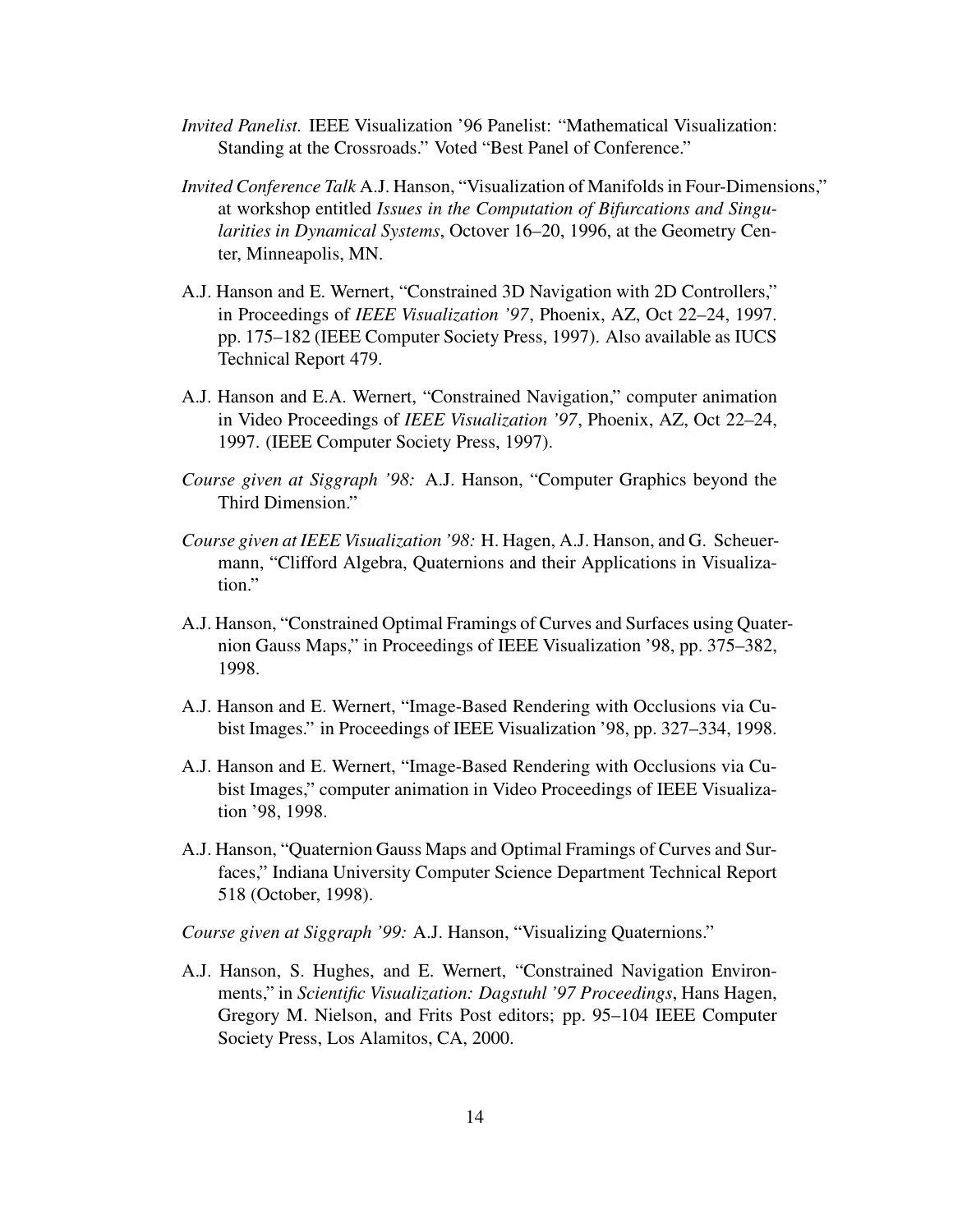*Invited Panelist.* IEEE Visualization '96 Panelist: "Mathematical Visualization: Standing at the Crossroads." Voted "Best Panel of Conference."

*Invited Conference Talk* A.J. Hanson, "Visualization of Manifolds in Four-Dimensions," at workshop entitled *Issues in the Computation of Bifurcations and Singularities in Dynamical Systems*, Octover 16–20, 1996, at the Geometry Center, Minneapolis, MN.

A.J. Hanson and E. Wernert, "Constrained 3D Navigation with 2D Controllers," in Proceedings of *IEEE Visualization '97*, Phoenix, AZ, Oct 22–24, 1997. pp. 175–182 (IEEE Computer Society Press, 1997). Also available as IUCS Technical Report 479.

A.J. Hanson and E.A. Wernert, "Constrained Navigation," computer animation in Video Proceedings of *IEEE Visualization '97*, Phoenix, AZ, Oct 22–24, 1997. (IEEE Computer Society Press, 1997).

*Course given at Siggraph '98:* A.J. Hanson, "Computer Graphics beyond the Third Dimension."

*Course given at IEEE Visualization '98:* H. Hagen, A.J. Hanson, and G. Scheuermann, "Clifford Algebra, Quaternions and their Applications in Visualization."

A.J. Hanson, "Constrained Optimal Framings of Curves and Surfaces using Quaternion Gauss Maps," in Proceedings of IEEE Visualization '98, pp. 375–382, 1998.

A.J. Hanson and E. Wernert, "Image-Based Rendering with Occlusions via Cubist Images." in Proceedings of IEEE Visualization '98, pp. 327–334, 1998.

A.J. Hanson and E. Wernert, "Image-Based Rendering with Occlusions via Cubist Images," computer animation in Video Proceedings of IEEE Visualization '98, 1998.

A.J. Hanson, "Quaternion Gauss Maps and Optimal Framings of Curves and Surfaces," Indiana University Computer Science Department Technical Report 518 (October, 1998).

*Course given at Siggraph '99:* A.J. Hanson, "Visualizing Quaternions."

A.J. Hanson, S. Hughes, and E. Wernert, "Constrained Navigation Environments," in *Scientific Visualization: Dagstuhl '97 Proceedings*, Hans Hagen, Gregory M. Nielson, and Frits Post editors; pp. 95–104 IEEE Computer Society Press, Los Alamitos, CA, 2000.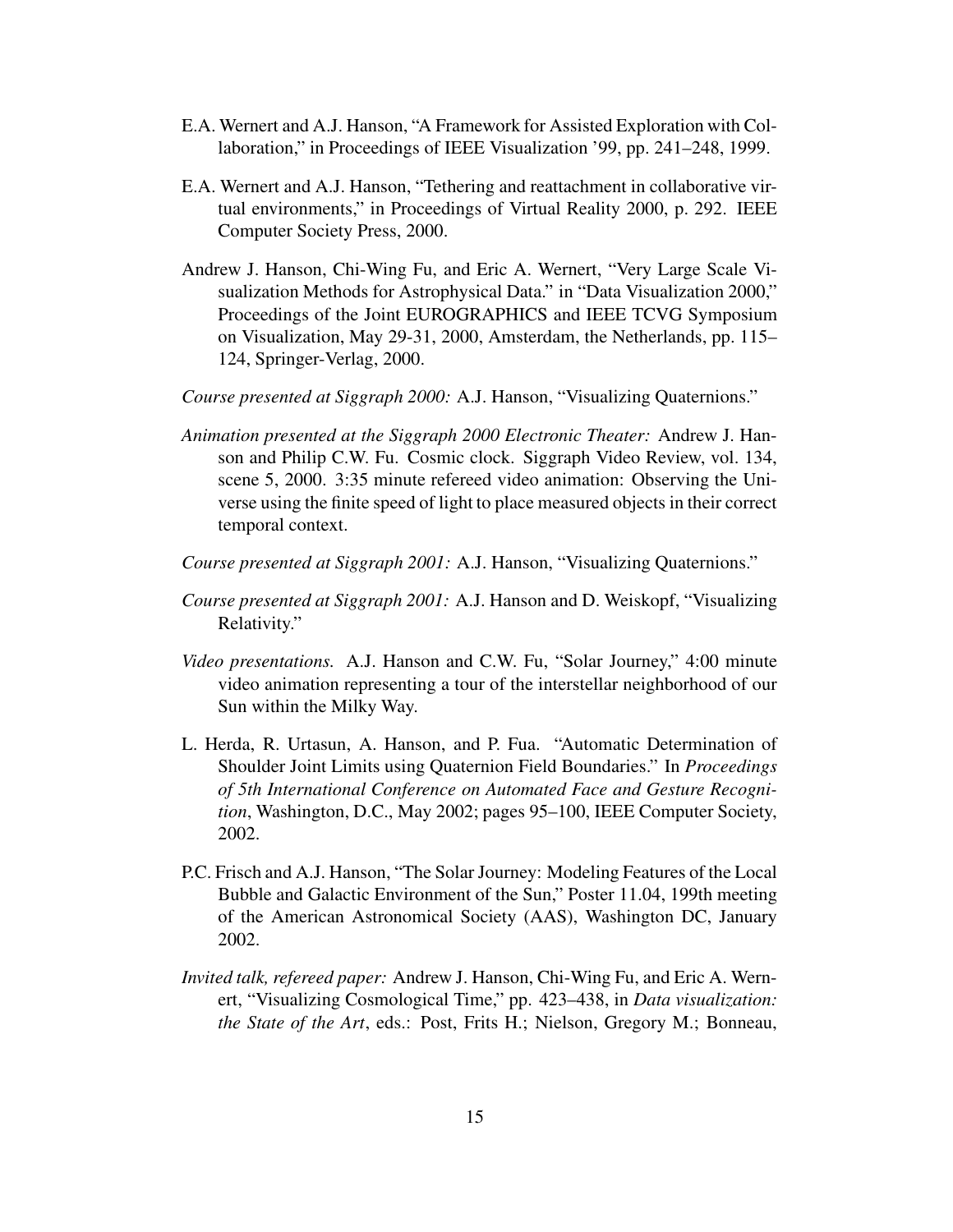E.A. Wernert and A.J. Hanson, "A Framework for Assisted Exploration with Collaboration," in Proceedings of IEEE Visualization '99, pp. 241–248, 1999.

E.A. Wernert and A.J. Hanson, "Tethering and reattachment in collaborative virtual environments," in Proceedings of Virtual Reality 2000, p. 292. IEEE Computer Society Press, 2000.

Andrew J. Hanson, Chi-Wing Fu, and Eric A. Wernert, "Very Large Scale Visualization Methods for Astrophysical Data." in "Data Visualization 2000," Proceedings of the Joint EUROGRAPHICS and IEEE TCVG Symposium on Visualization, May 29-31, 2000, Amsterdam, the Netherlands, pp. 115–124, Springer-Verlag, 2000.

*Course presented at Siggraph 2000:* A.J. Hanson, "Visualizing Quaternions."

*Animation presented at the Siggraph 2000 Electronic Theater:* Andrew J. Hanson and Philip C.W. Fu. Cosmic clock. Siggraph Video Review, vol. 134, scene 5, 2000. 3:35 minute refereed video animation: Observing the Universe using the finite speed of light to place measured objects in their correct temporal context.

*Course presented at Siggraph 2001:* A.J. Hanson, "Visualizing Quaternions."

*Course presented at Siggraph 2001:* A.J. Hanson and D. Weiskopf, "Visualizing Relativity."

*Video presentations.* A.J. Hanson and C.W. Fu, "Solar Journey," 4:00 minute video animation representing a tour of the interstellar neighborhood of our Sun within the Milky Way.

L. Herda, R. Urtasun, A. Hanson, and P. Fua. "Automatic Determination of Shoulder Joint Limits using Quaternion Field Boundaries." In *Proceedings of 5th International Conference on Automated Face and Gesture Recognition*, Washington, D.C., May 2002; pages 95–100, IEEE Computer Society, 2002.

P.C. Frisch and A.J. Hanson, "The Solar Journey: Modeling Features of the Local Bubble and Galactic Environment of the Sun," Poster 11.04, 199th meeting of the American Astronomical Society (AAS), Washington DC, January 2002.

*Invited talk, refereed paper:* Andrew J. Hanson, Chi-Wing Fu, and Eric A. Wernert, "Visualizing Cosmological Time," pp. 423–438, in *Data visualization: the State of the Art*, eds.: Post, Frits H.; Nielson, Gregory M.; Bonneau,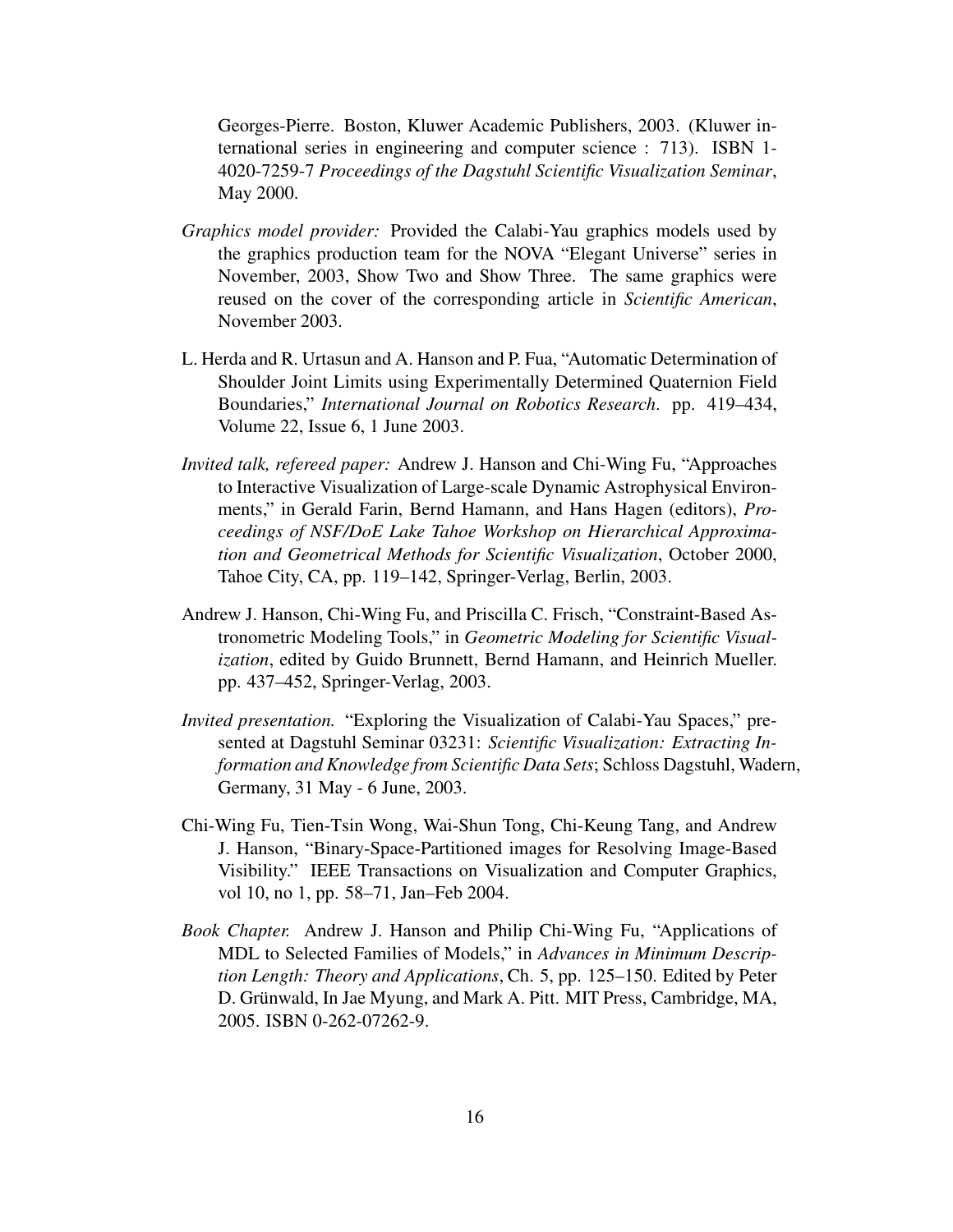Georges-Pierre. Boston, Kluwer Academic Publishers, 2003. (Kluwer international series in engineering and computer science : 713). ISBN 1-4020-7259-7 *Proceedings of the Dagstuhl Scientific Visualization Seminar*, May 2000.

*Graphics model provider:* Provided the Calabi-Yau graphics models used by the graphics production team for the NOVA "Elegant Universe" series in November, 2003, Show Two and Show Three. The same graphics were reused on the cover of the corresponding article in *Scientific American*, November 2003.

L. Herda and R. Urtasun and A. Hanson and P. Fua, "Automatic Determination of Shoulder Joint Limits using Experimentally Determined Quaternion Field Boundaries," *International Journal on Robotics Research*. pp. 419–434, Volume 22, Issue 6, 1 June 2003.

*Invited talk, refereed paper:* Andrew J. Hanson and Chi-Wing Fu, "Approaches to Interactive Visualization of Large-scale Dynamic Astrophysical Environments," in Gerald Farin, Bernd Hamann, and Hans Hagen (editors), *Proceedings of NSF/DoE Lake Tahoe Workshop on Hierarchical Approximation and Geometrical Methods for Scientific Visualization*, October 2000, Tahoe City, CA, pp. 119–142, Springer-Verlag, Berlin, 2003.

Andrew J. Hanson, Chi-Wing Fu, and Priscilla C. Frisch, "Constraint-Based Astronometric Modeling Tools," in *Geometric Modeling for Scientific Visualization*, edited by Guido Brunnett, Bernd Hamann, and Heinrich Mueller. pp. 437–452, Springer-Verlag, 2003.

*Invited presentation.* "Exploring the Visualization of Calabi-Yau Spaces," presented at Dagstuhl Seminar 03231: *Scientific Visualization: Extracting Information and Knowledge from Scientific Data Sets*; Schloss Dagstuhl, Wadern, Germany, 31 May - 6 June, 2003.

Chi-Wing Fu, Tien-Tsin Wong, Wai-Shun Tong, Chi-Keung Tang, and Andrew J. Hanson, "Binary-Space-Partitioned images for Resolving Image-Based Visibility." IEEE Transactions on Visualization and Computer Graphics, vol 10, no 1, pp. 58–71, Jan–Feb 2004.

*Book Chapter.* Andrew J. Hanson and Philip Chi-Wing Fu, "Applications of MDL to Selected Families of Models," in *Advances in Minimum Description Length: Theory and Applications*, Ch. 5, pp. 125–150. Edited by Peter D. Grünwald, In Jae Myung, and Mark A. Pitt. MIT Press, Cambridge, MA, 2005. ISBN 0-262-07262-9.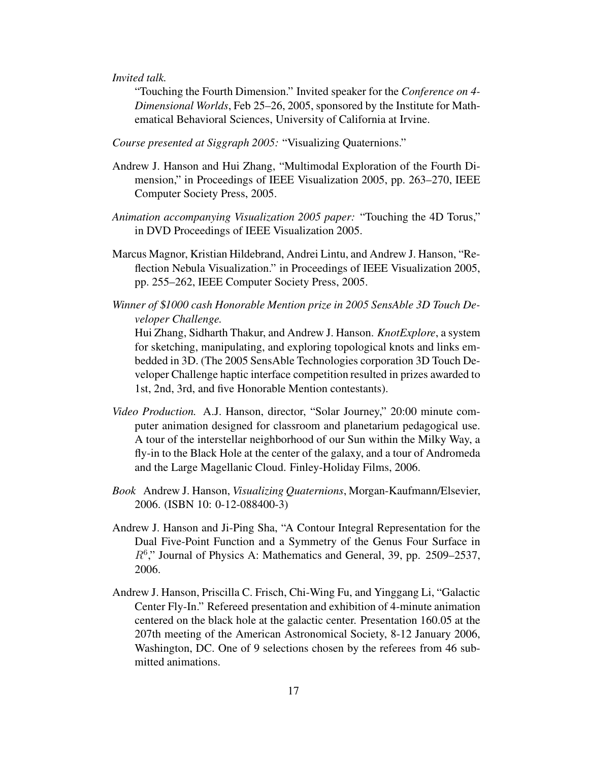*Invited talk.*

"Touching the Fourth Dimension." Invited speaker for the *Conference on 4-Dimensional Worlds*, Feb 25–26, 2005, sponsored by the Institute for Mathematical Behavioral Sciences, University of California at Irvine.

*Course presented at Siggraph 2005:* "Visualizing Quaternions."

Andrew J. Hanson and Hui Zhang, "Multimodal Exploration of the Fourth Dimension," in Proceedings of IEEE Visualization 2005, pp. 263–270, IEEE Computer Society Press, 2005.

*Animation accompanying Visualization 2005 paper:* "Touching the 4D Torus," in DVD Proceedings of IEEE Visualization 2005.

Marcus Magnor, Kristian Hildebrand, Andrei Lintu, and Andrew J. Hanson, "Reflection Nebula Visualization." in Proceedings of IEEE Visualization 2005, pp. 255–262, IEEE Computer Society Press, 2005.

*Winner of $1000 cash Honorable Mention prize in 2005 SensAble 3D Touch Developer Challenge.*

Hui Zhang, Sidharth Thakur, and Andrew J. Hanson. *KnotExplore*, a system for sketching, manipulating, and exploring topological knots and links embedded in 3D. (The 2005 SensAble Technologies corporation 3D Touch Developer Challenge haptic interface competition resulted in prizes awarded to 1st, 2nd, 3rd, and five Honorable Mention contestants).

*Video Production.* A.J. Hanson, director, "Solar Journey," 20:00 minute computer animation designed for classroom and planetarium pedagogical use. A tour of the interstellar neighborhood of our Sun within the Milky Way, a fly-in to the Black Hole at the center of the galaxy, and a tour of Andromeda and the Large Magellanic Cloud. Finley-Holiday Films, 2006.

*Book* Andrew J. Hanson, *Visualizing Quaternions*, Morgan-Kaufmann/Elsevier, 2006. (ISBN 10: 0-12-088400-3)

Andrew J. Hanson and Ji-Ping Sha, "A Contour Integral Representation for the Dual Five-Point Function and a Symmetry of the Genus Four Surface in $R^6$," Journal of Physics A: Mathematics and General, 39, pp. 2509–2537, 2006.

Andrew J. Hanson, Priscilla C. Frisch, Chi-Wing Fu, and Yinggang Li, "Galactic Center Fly-In." Refereed presentation and exhibition of 4-minute animation centered on the black hole at the galactic center. Presentation 160.05 at the 207th meeting of the American Astronomical Society, 8-12 January 2006, Washington, DC. One of 9 selections chosen by the referees from 46 submitted animations.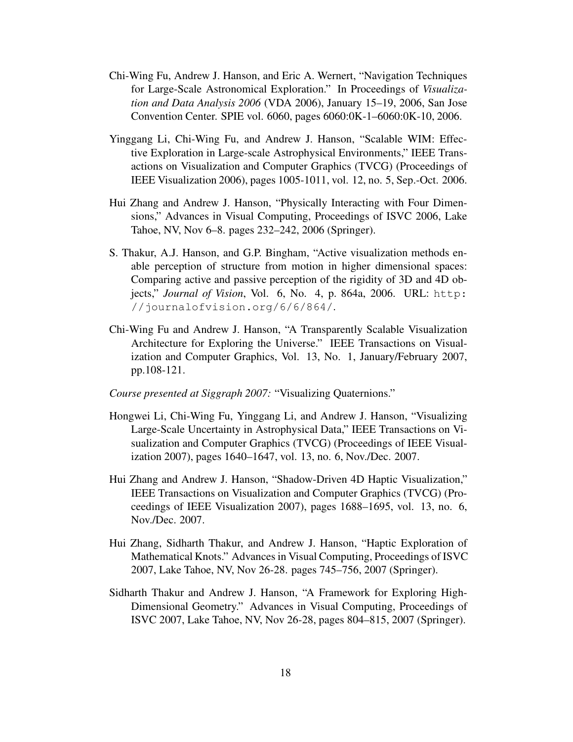Chi-Wing Fu, Andrew J. Hanson, and Eric A. Wernert, “Navigation Techniques for Large-Scale Astronomical Exploration.” In Proceedings of *Visualization and Data Analysis 2006* (VDA 2006), January 15–19, 2006, San Jose Convention Center. SPIE vol. 6060, pages 6060:0K-1–6060:0K-10, 2006.

Yinggang Li, Chi-Wing Fu, and Andrew J. Hanson, “Scalable WIM: Effective Exploration in Large-scale Astrophysical Environments,” IEEE Transactions on Visualization and Computer Graphics (TVCG) (Proceedings of IEEE Visualization 2006), pages 1005-1011, vol. 12, no. 5, Sep.-Oct. 2006.

Hui Zhang and Andrew J. Hanson, “Physically Interacting with Four Dimensions,” Advances in Visual Computing, Proceedings of ISVC 2006, Lake Tahoe, NV, Nov 6–8. pages 232–242, 2006 (Springer).

S. Thakur, A.J. Hanson, and G.P. Bingham, “Active visualization methods enable perception of structure from motion in higher dimensional spaces: Comparing active and passive perception of the rigidity of 3D and 4D objects,” *Journal of Vision*, Vol. 6, No. 4, p. 864a, 2006. URL: `http://journalofvision.org/6/6/864/`.

Chi-Wing Fu and Andrew J. Hanson, “A Transparently Scalable Visualization Architecture for Exploring the Universe.” IEEE Transactions on Visualization and Computer Graphics, Vol. 13, No. 1, January/February 2007, pp.108-121.

*Course presented at Siggraph 2007:* “Visualizing Quaternions.”

Hongwei Li, Chi-Wing Fu, Yinggang Li, and Andrew J. Hanson, “Visualizing Large-Scale Uncertainty in Astrophysical Data,” IEEE Transactions on Visualization and Computer Graphics (TVCG) (Proceedings of IEEE Visualization 2007), pages 1640–1647, vol. 13, no. 6, Nov./Dec. 2007.

Hui Zhang and Andrew J. Hanson, “Shadow-Driven 4D Haptic Visualization,” IEEE Transactions on Visualization and Computer Graphics (TVCG) (Proceedings of IEEE Visualization 2007), pages 1688–1695, vol. 13, no. 6, Nov./Dec. 2007.

Hui Zhang, Sidharth Thakur, and Andrew J. Hanson, “Haptic Exploration of Mathematical Knots.” Advances in Visual Computing, Proceedings of ISVC 2007, Lake Tahoe, NV, Nov 26-28. pages 745–756, 2007 (Springer).

Sidharth Thakur and Andrew J. Hanson, “A Framework for Exploring High-Dimensional Geometry.” Advances in Visual Computing, Proceedings of ISVC 2007, Lake Tahoe, NV, Nov 26-28, pages 804–815, 2007 (Springer).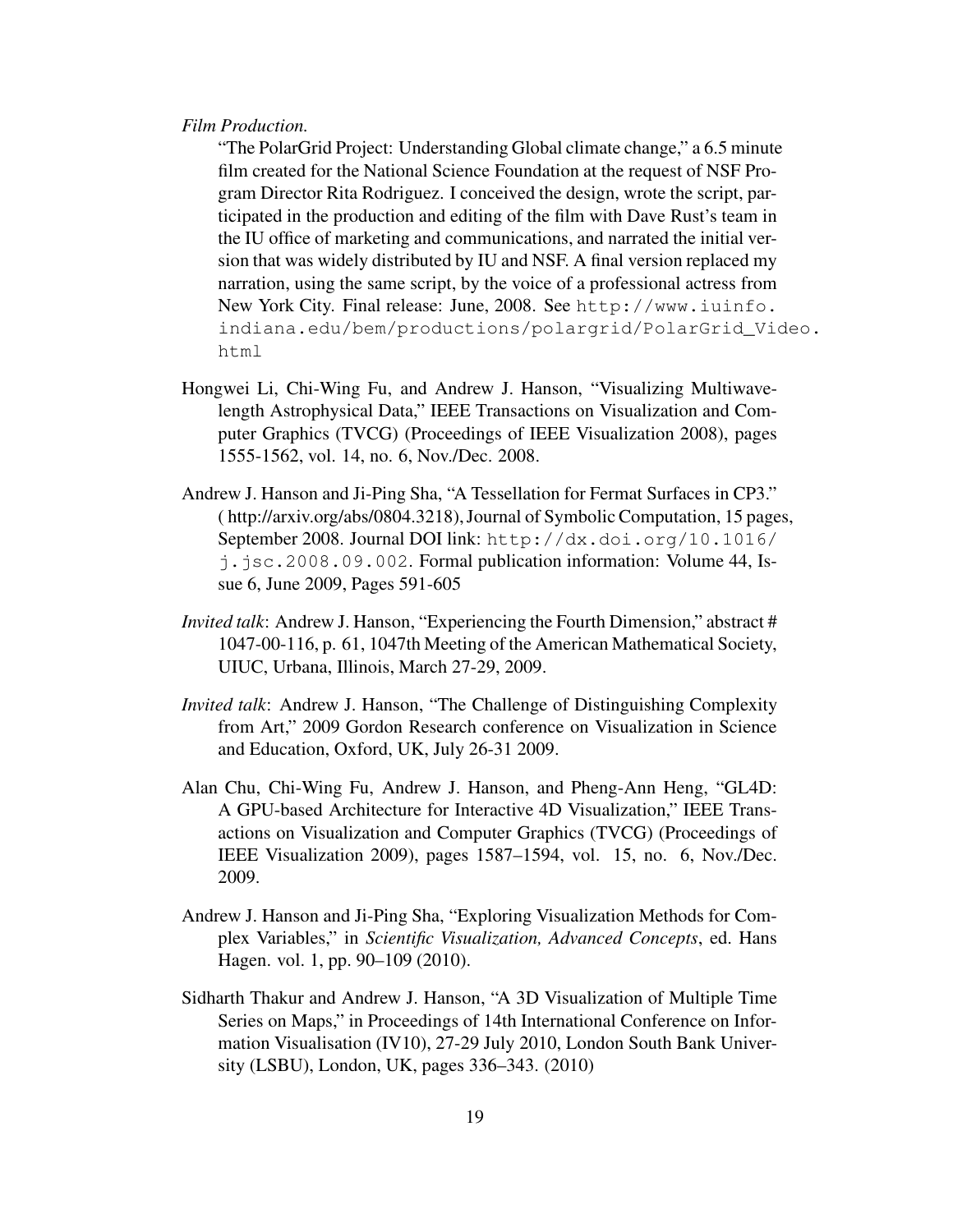*Film Production.*

"The PolarGrid Project: Understanding Global climate change," a 6.5 minute film created for the National Science Foundation at the request of NSF Program Director Rita Rodriguez. I conceived the design, wrote the script, participated in the production and editing of the film with Dave Rust's team in the IU office of marketing and communications, and narrated the initial version that was widely distributed by IU and NSF. A final version replaced my narration, using the same script, by the voice of a professional actress from New York City. Final release: June, 2008. See `http://www.iuinfo.indiana.edu/bem/productions/polargrid/PolarGrid_Video.html`

Hongwei Li, Chi-Wing Fu, and Andrew J. Hanson, "Visualizing Multiwavelength Astrophysical Data," IEEE Transactions on Visualization and Computer Graphics (TVCG) (Proceedings of IEEE Visualization 2008), pages 1555-1562, vol. 14, no. 6, Nov./Dec. 2008.

Andrew J. Hanson and Ji-Ping Sha, "A Tessellation for Fermat Surfaces in CP3." ( http://arxiv.org/abs/0804.3218), Journal of Symbolic Computation, 15 pages, September 2008. Journal DOI link: `http://dx.doi.org/10.1016/j.jsc.2008.09.002`. Formal publication information: Volume 44, Issue 6, June 2009, Pages 591-605

*Invited talk*: Andrew J. Hanson, "Experiencing the Fourth Dimension," abstract # 1047-00-116, p. 61, 1047th Meeting of the American Mathematical Society, UIUC, Urbana, Illinois, March 27-29, 2009.

*Invited talk*: Andrew J. Hanson, "The Challenge of Distinguishing Complexity from Art," 2009 Gordon Research conference on Visualization in Science and Education, Oxford, UK, July 26-31 2009.

Alan Chu, Chi-Wing Fu, Andrew J. Hanson, and Pheng-Ann Heng, "GL4D: A GPU-based Architecture for Interactive 4D Visualization," IEEE Transactions on Visualization and Computer Graphics (TVCG) (Proceedings of IEEE Visualization 2009), pages 1587–1594, vol. 15, no. 6, Nov./Dec. 2009.

Andrew J. Hanson and Ji-Ping Sha, "Exploring Visualization Methods for Complex Variables," in *Scientific Visualization, Advanced Concepts*, ed. Hans Hagen. vol. 1, pp. 90–109 (2010).

Sidharth Thakur and Andrew J. Hanson, "A 3D Visualization of Multiple Time Series on Maps," in Proceedings of 14th International Conference on Information Visualisation (IV10), 27-29 July 2010, London South Bank University (LSBU), London, UK, pages 336–343. (2010)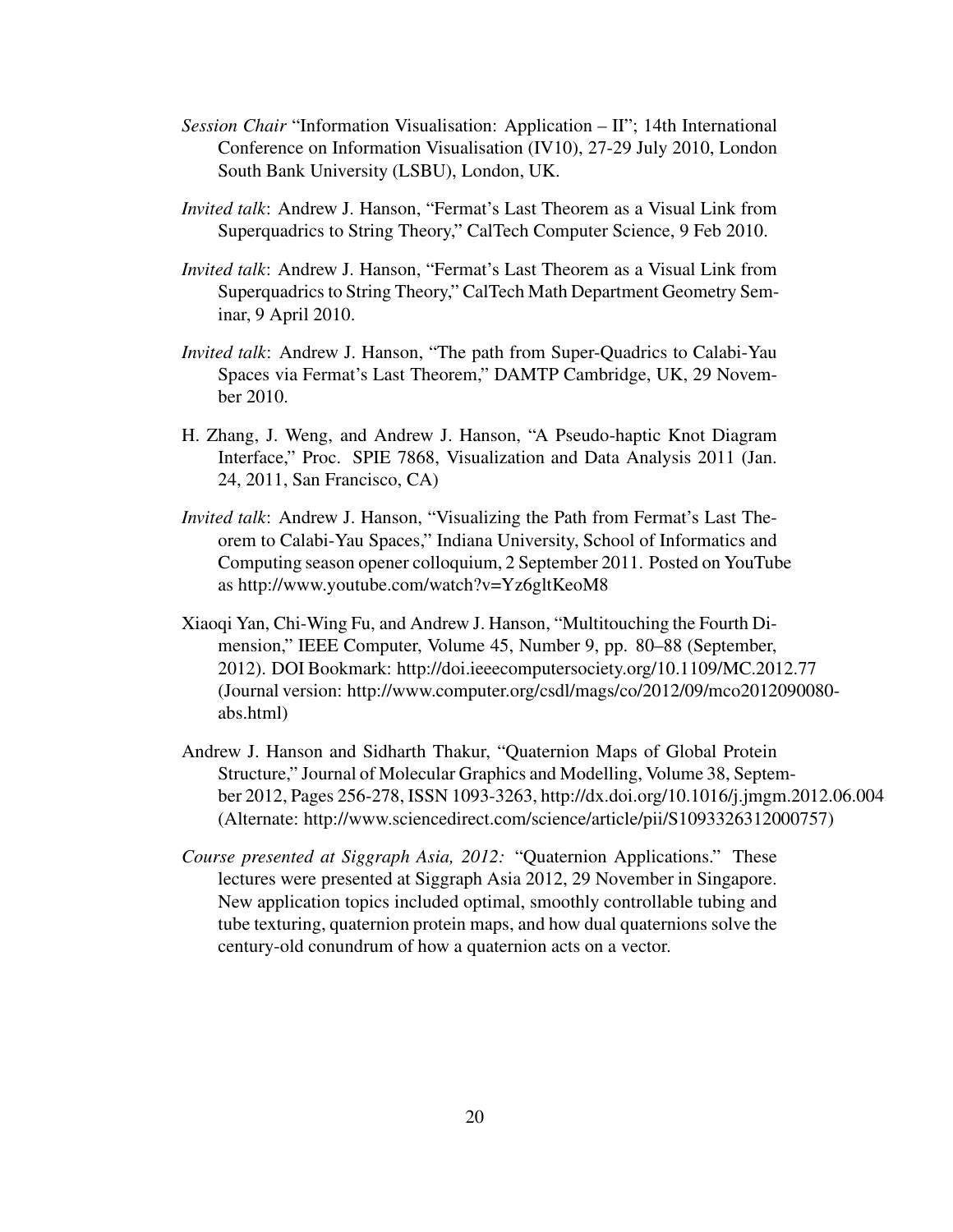*Session Chair* "Information Visualisation: Application – II"; 14th International Conference on Information Visualisation (IV10), 27-29 July 2010, London South Bank University (LSBU), London, UK.

*Invited talk*: Andrew J. Hanson, "Fermat's Last Theorem as a Visual Link from Superquadrics to String Theory," CalTech Computer Science, 9 Feb 2010.

*Invited talk*: Andrew J. Hanson, "Fermat's Last Theorem as a Visual Link from Superquadrics to String Theory," CalTech Math Department Geometry Seminar, 9 April 2010.

*Invited talk*: Andrew J. Hanson, "The path from Super-Quadrics to Calabi-Yau Spaces via Fermat's Last Theorem," DAMTP Cambridge, UK, 29 November 2010.

H. Zhang, J. Weng, and Andrew J. Hanson, "A Pseudo-haptic Knot Diagram Interface," Proc. SPIE 7868, Visualization and Data Analysis 2011 (Jan. 24, 2011, San Francisco, CA)

*Invited talk*: Andrew J. Hanson, "Visualizing the Path from Fermat's Last Theorem to Calabi-Yau Spaces," Indiana University, School of Informatics and Computing season opener colloquium, 2 September 2011. Posted on YouTube as http://www.youtube.com/watch?v=Yz6gltKeoM8

Xiaoqi Yan, Chi-Wing Fu, and Andrew J. Hanson, "Multitouching the Fourth Dimension," IEEE Computer, Volume 45, Number 9, pp. 80–88 (September, 2012). DOI Bookmark: http://doi.ieeecomputersociety.org/10.1109/MC.2012.77 (Journal version: http://www.computer.org/csdl/mags/co/2012/09/mco2012090080-abs.html)

Andrew J. Hanson and Sidharth Thakur, "Quaternion Maps of Global Protein Structure," Journal of Molecular Graphics and Modelling, Volume 38, September 2012, Pages 256-278, ISSN 1093-3263, http://dx.doi.org/10.1016/j.jmgm.2012.06.004 (Alternate: http://www.sciencedirect.com/science/article/pii/S1093326312000757)

*Course presented at Siggraph Asia, 2012:* "Quaternion Applications." These lectures were presented at Siggraph Asia 2012, 29 November in Singapore. New application topics included optimal, smoothly controllable tubing and tube texturing, quaternion protein maps, and how dual quaternions solve the century-old conundrum of how a quaternion acts on a vector.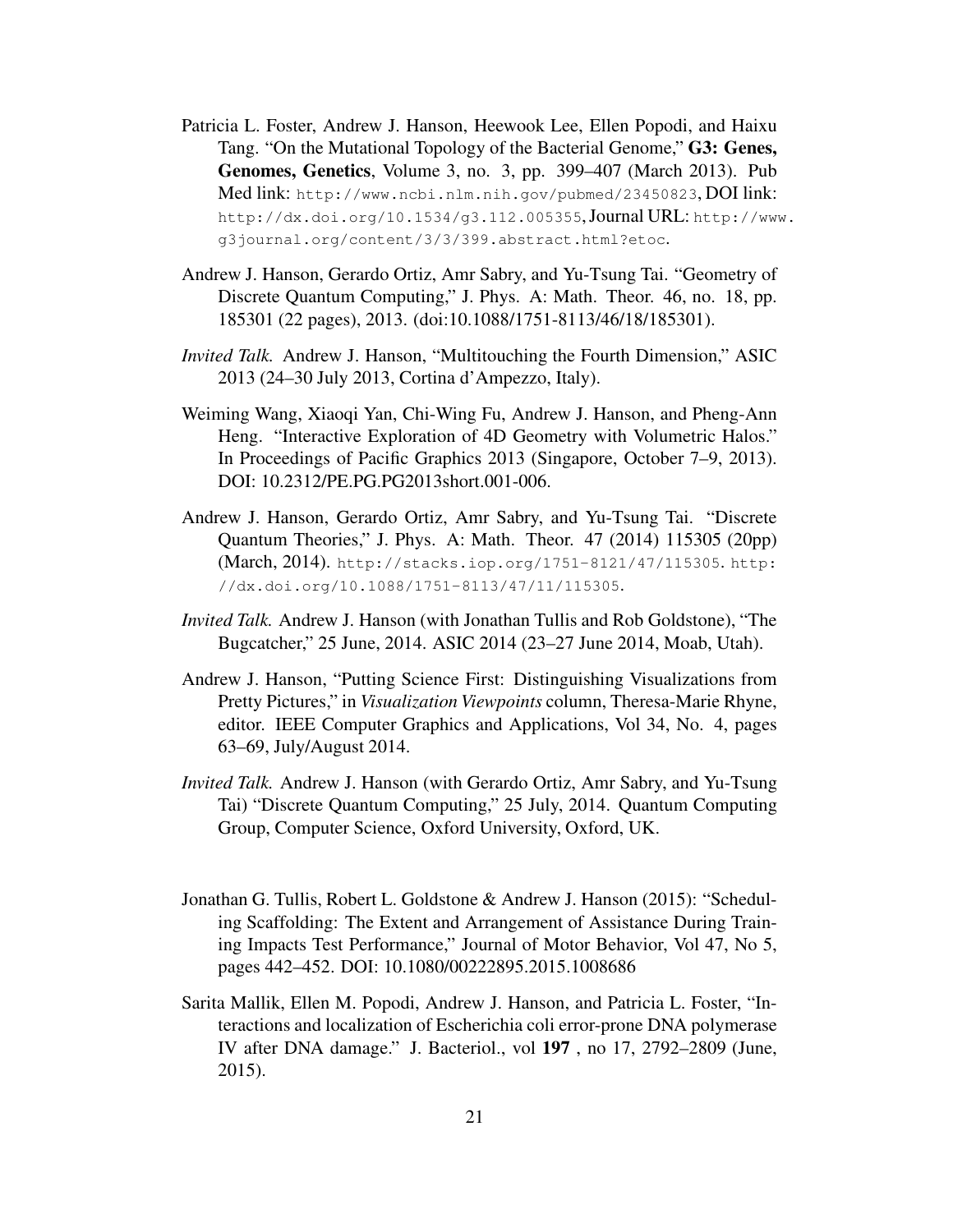Patricia L. Foster, Andrew J. Hanson, Heewook Lee, Ellen Popodi, and Haixu Tang. "On the Mutational Topology of the Bacterial Genome," **G3: Genes, Genomes, Genetics**, Volume 3, no. 3, pp. 399–407 (March 2013). Pub Med link: `http://www.ncbi.nlm.nih.gov/pubmed/23450823`, DOI link: `http://dx.doi.org/10.1534/g3.112.005355`, Journal URL: `http://www.g3journal.org/content/3/3/399.abstract.html?etoc`.

Andrew J. Hanson, Gerardo Ortiz, Amr Sabry, and Yu-Tsung Tai. "Geometry of Discrete Quantum Computing," J. Phys. A: Math. Theor. 46, no. 18, pp. 185301 (22 pages), 2013. (doi:10.1088/1751-8113/46/18/185301).

*Invited Talk.* Andrew J. Hanson, "Multitouching the Fourth Dimension," ASIC 2013 (24–30 July 2013, Cortina d'Ampezzo, Italy).

Weiming Wang, Xiaoqi Yan, Chi-Wing Fu, Andrew J. Hanson, and Pheng-Ann Heng. "Interactive Exploration of 4D Geometry with Volumetric Halos." In Proceedings of Pacific Graphics 2013 (Singapore, October 7–9, 2013). DOI: 10.2312/PE.PG.PG2013short.001-006.

Andrew J. Hanson, Gerardo Ortiz, Amr Sabry, and Yu-Tsung Tai. "Discrete Quantum Theories," J. Phys. A: Math. Theor. 47 (2014) 115305 (20pp) (March, 2014). `http://stacks.iop.org/1751-8121/47/115305`. `http://dx.doi.org/10.1088/1751-8113/47/11/115305`.

*Invited Talk.* Andrew J. Hanson (with Jonathan Tullis and Rob Goldstone), "The Bugcatcher," 25 June, 2014. ASIC 2014 (23–27 June 2014, Moab, Utah).

Andrew J. Hanson, "Putting Science First: Distinguishing Visualizations from Pretty Pictures," in *Visualization Viewpoints* column, Theresa-Marie Rhyne, editor. IEEE Computer Graphics and Applications, Vol 34, No. 4, pages 63–69, July/August 2014.

*Invited Talk.* Andrew J. Hanson (with Gerardo Ortiz, Amr Sabry, and Yu-Tsung Tai) "Discrete Quantum Computing," 25 July, 2014. Quantum Computing Group, Computer Science, Oxford University, Oxford, UK.

Jonathan G. Tullis, Robert L. Goldstone & Andrew J. Hanson (2015): "Scheduling Scaffolding: The Extent and Arrangement of Assistance During Training Impacts Test Performance," Journal of Motor Behavior, Vol 47, No 5, pages 442–452. DOI: 10.1080/00222895.2015.1008686

Sarita Mallik, Ellen M. Popodi, Andrew J. Hanson, and Patricia L. Foster, "Interactions and localization of Escherichia coli error-prone DNA polymerase IV after DNA damage." J. Bacteriol., vol **197** , no 17, 2792–2809 (June, 2015).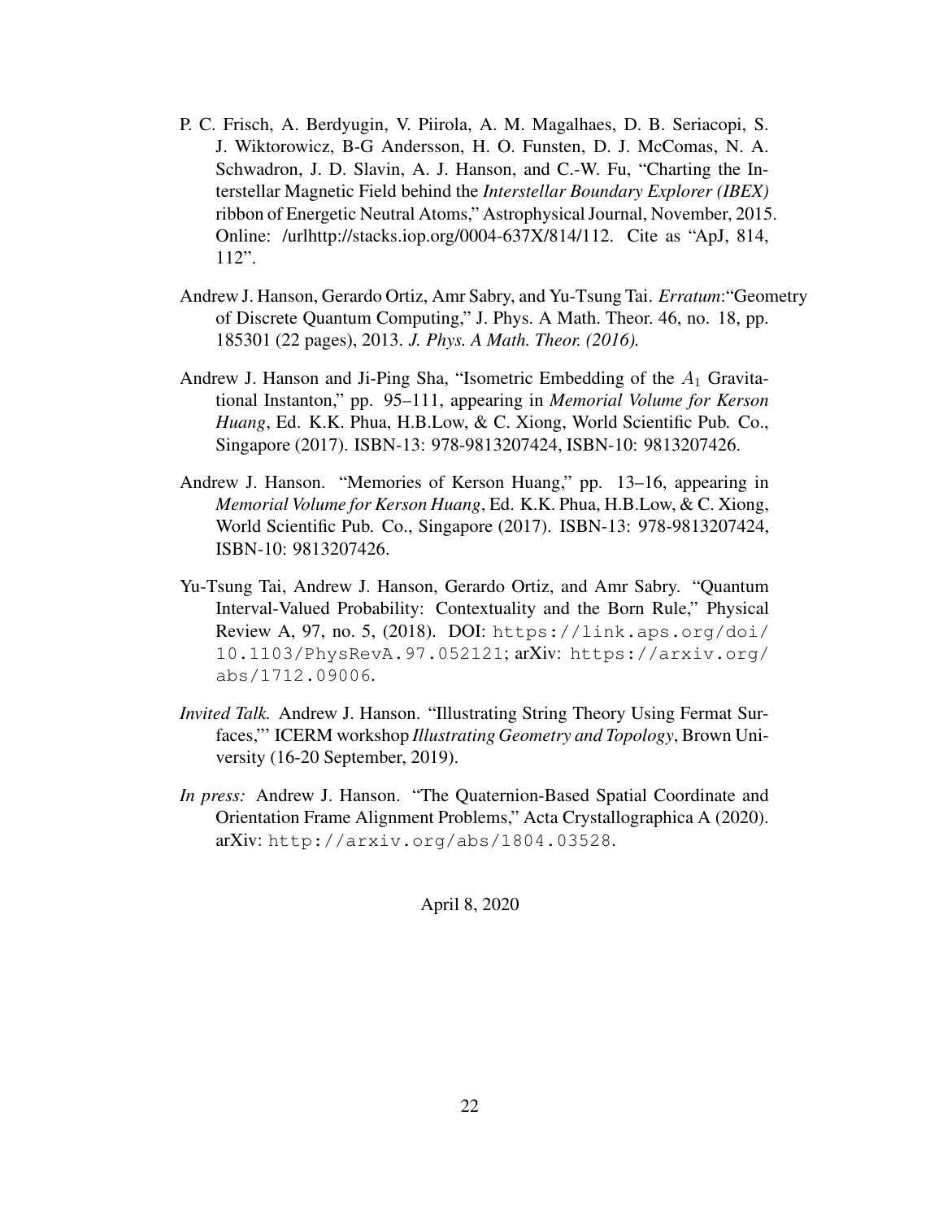P. C. Frisch, A. Berdyugin, V. Piirola, A. M. Magalhaes, D. B. Seriacopi, S. J. Wiktorowicz, B-G Andersson, H. O. Funsten, D. J. McComas, N. A. Schwadron, J. D. Slavin, A. J. Hanson, and C.-W. Fu, "Charting the Interstellar Magnetic Field behind the *Interstellar Boundary Explorer (IBEX)* ribbon of Energetic Neutral Atoms," Astrophysical Journal, November, 2015. Online: /urlhttp://stacks.iop.org/0004-637X/814/112. Cite as "ApJ, 814, 112".

Andrew J. Hanson, Gerardo Ortiz, Amr Sabry, and Yu-Tsung Tai. *Erratum*:"Geometry of Discrete Quantum Computing," J. Phys. A Math. Theor. 46, no. 18, pp. 185301 (22 pages), 2013. *J. Phys. A Math. Theor. (2016).*

Andrew J. Hanson and Ji-Ping Sha, "Isometric Embedding of the $A_1$ Gravitational Instanton," pp. 95–111, appearing in *Memorial Volume for Kerson Huang*, Ed. K.K. Phua, H.B.Low, & C. Xiong, World Scientific Pub. Co., Singapore (2017). ISBN-13: 978-9813207424, ISBN-10: 9813207426.

Andrew J. Hanson. "Memories of Kerson Huang," pp. 13–16, appearing in *Memorial Volume for Kerson Huang*, Ed. K.K. Phua, H.B.Low, & C. Xiong, World Scientific Pub. Co., Singapore (2017). ISBN-13: 978-9813207424, ISBN-10: 9813207426.

Yu-Tsung Tai, Andrew J. Hanson, Gerardo Ortiz, and Amr Sabry. "Quantum Interval-Valued Probability: Contextuality and the Born Rule," Physical Review A, 97, no. 5, (2018). DOI: `https://link.aps.org/doi/10.1103/PhysRevA.97.052121`; arXiv: `https://arxiv.org/abs/1712.09006`.

*Invited Talk.* Andrew J. Hanson. "Illustrating String Theory Using Fermat Surfaces,"' ICERM workshop *Illustrating Geometry and Topology*, Brown University (16-20 September, 2019).

*In press:* Andrew J. Hanson. "The Quaternion-Based Spatial Coordinate and Orientation Frame Alignment Problems," Acta Crystallographica A (2020). arXiv: `http://arxiv.org/abs/1804.03528`.

April 8, 2020